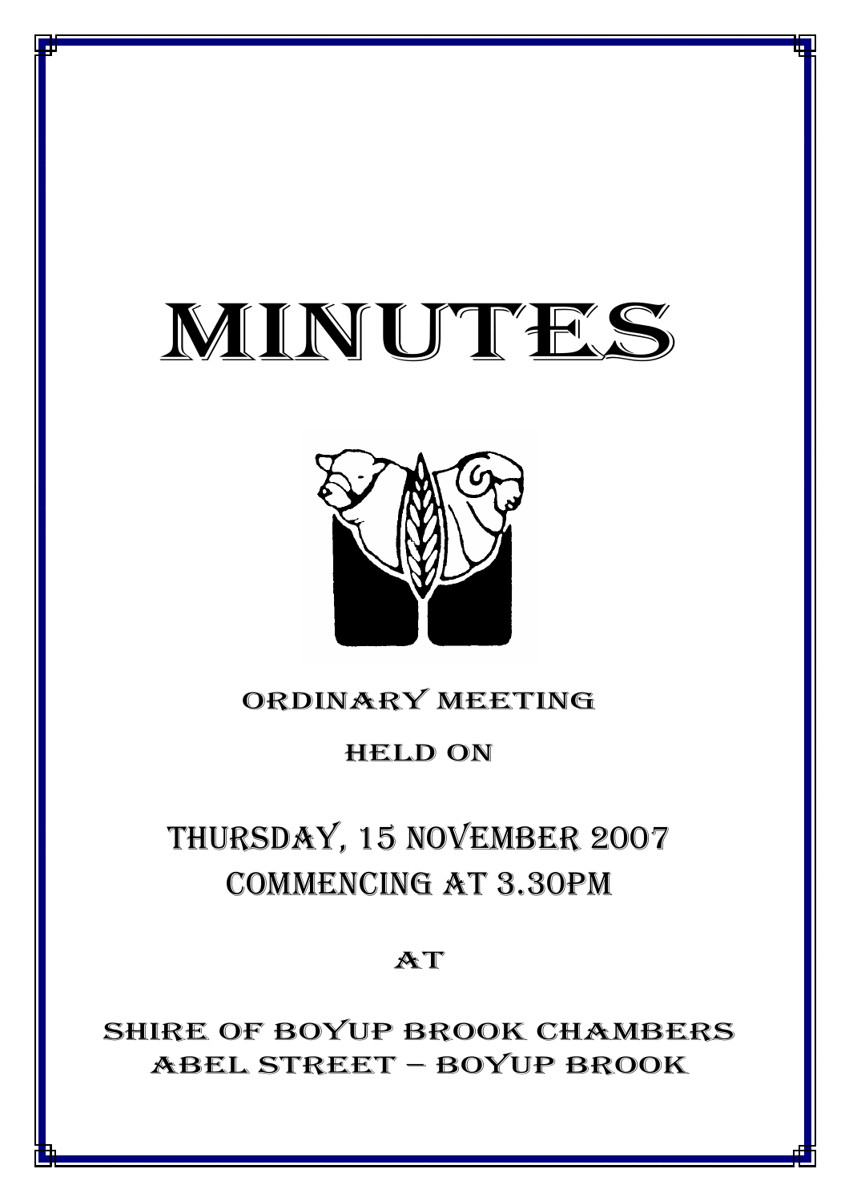# MINUTES

ORDINARY MEETING

HELD ON

## THURSDAY, 15 NOVEMBER 2007
## COMMENCING AT 3.30PM

AT

SHIRE OF BOYUP BROOK CHAMBERS
ABEL STREET – BOYUP BROOK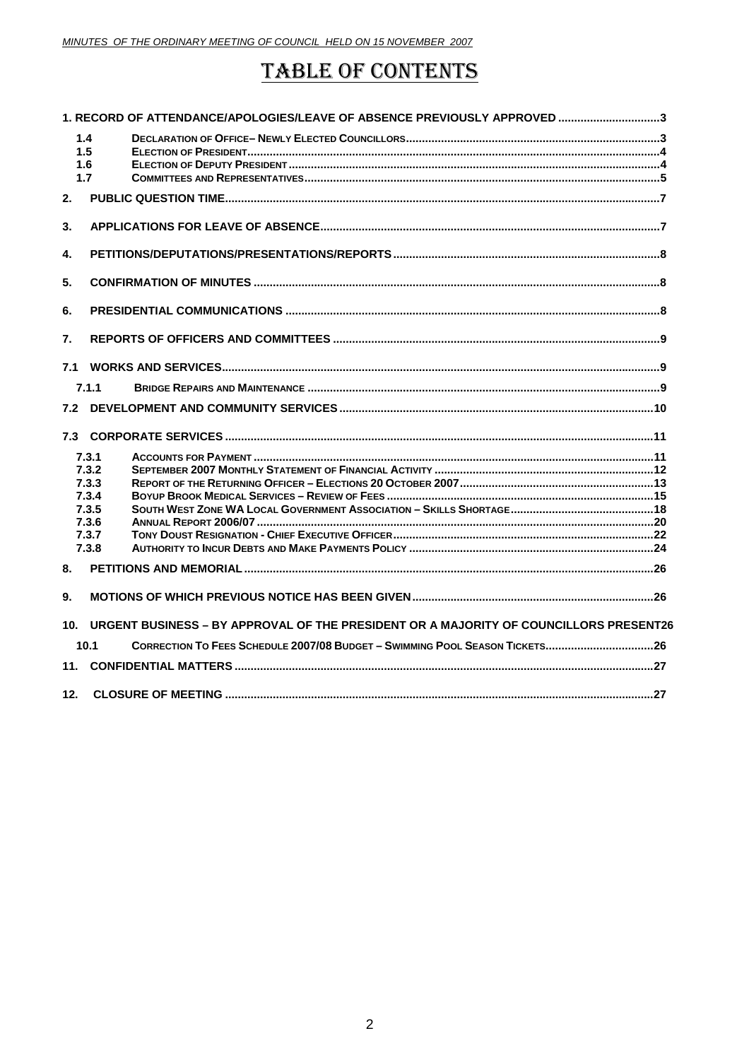# TABLE OF CONTENTS

1. RECORD OF ATTENDANCE/APOLOGIES/LEAVE OF ABSENCE PREVIOUSLY APPROVED ....3
   - 1.4 DECLARATION OF OFFICE– NEWLY ELECTED COUNCILLORS ....3
   - 1.5 ELECTION OF PRESIDENT ....4
   - 1.6 ELECTION OF DEPUTY PRESIDENT ....4
   - 1.7 COMMITTEES AND REPRESENTATIVES ....5
2. PUBLIC QUESTION TIME ....7
3. APPLICATIONS FOR LEAVE OF ABSENCE ....7
4. PETITIONS/DEPUTATIONS/PRESENTATIONS/REPORTS ....8
5. CONFIRMATION OF MINUTES ....8
6. PRESIDENTIAL COMMUNICATIONS ....8
7. REPORTS OF OFFICERS AND COMMITTEES ....9

7.1 WORKS AND SERVICES ....9
   - 7.1.1 BRIDGE REPAIRS AND MAINTENANCE ....9

7.2 DEVELOPMENT AND COMMUNITY SERVICES ....10

7.3 CORPORATE SERVICES ....11
   - 7.3.1 ACCOUNTS FOR PAYMENT ....11
   - 7.3.2 SEPTEMBER 2007 MONTHLY STATEMENT OF FINANCIAL ACTIVITY ....12
   - 7.3.3 REPORT OF THE RETURNING OFFICER – ELECTIONS 20 OCTOBER 2007 ....13
   - 7.3.4 BOYUP BROOK MEDICAL SERVICES – REVIEW OF FEES ....15
   - 7.3.5 SOUTH WEST ZONE WA LOCAL GOVERNMENT ASSOCIATION – SKILLS SHORTAGE ....18
   - 7.3.6 ANNUAL REPORT 2006/07 ....20
   - 7.3.7 TONY DOUST RESIGNATION - CHIEF EXECUTIVE OFFICER ....22
   - 7.3.8 AUTHORITY TO INCUR DEBTS AND MAKE PAYMENTS POLICY ....24

8. PETITIONS AND MEMORIAL ....26
9. MOTIONS OF WHICH PREVIOUS NOTICE HAS BEEN GIVEN ....26
10. URGENT BUSINESS – BY APPROVAL OF THE PRESIDENT OR A MAJORITY OF COUNCILLORS PRESENT ....26
   - 10.1 CORRECTION TO FEES SCHEDULE 2007/08 BUDGET – SWIMMING POOL SEASON TICKETS ....26
11. CONFIDENTIAL MATTERS ....27
12. CLOSURE OF MEETING ....27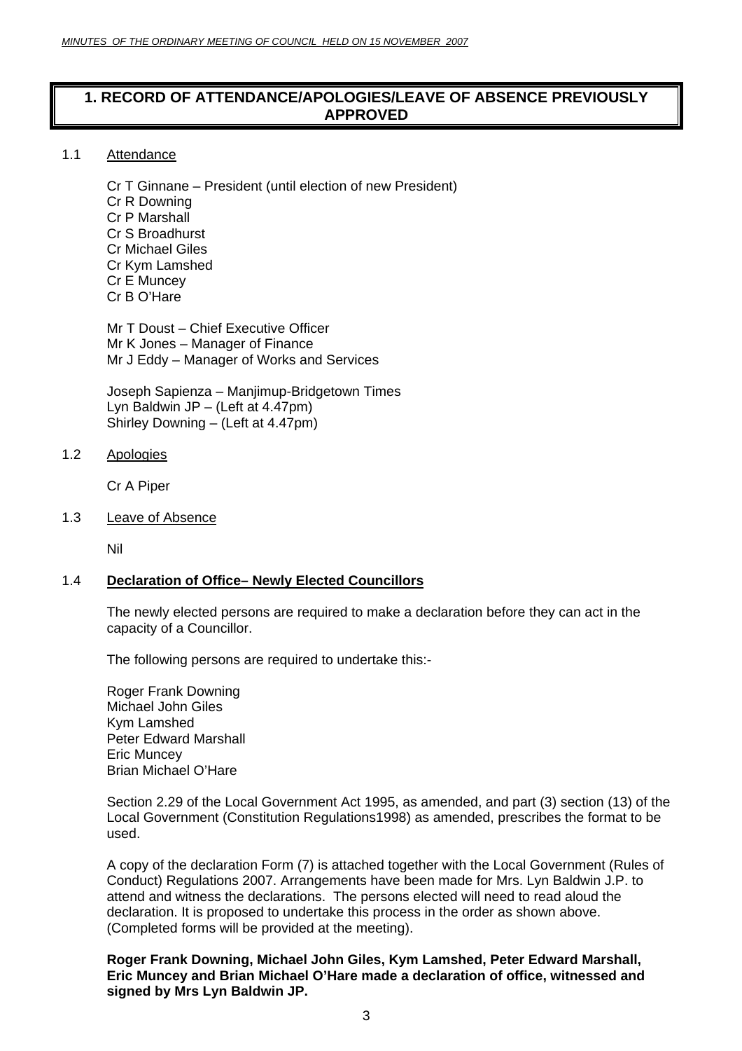# 1. RECORD OF ATTENDANCE/APOLOGIES/LEAVE OF ABSENCE PREVIOUSLY APPROVED

1.1 Attendance

Cr T Ginnane – President (until election of new President)
Cr R Downing
Cr P Marshall
Cr S Broadhurst
Cr Michael Giles
Cr Kym Lamshed
Cr E Muncey
Cr B O'Hare

Mr T Doust – Chief Executive Officer
Mr K Jones – Manager of Finance
Mr J Eddy – Manager of Works and Services

Joseph Sapienza – Manjimup-Bridgetown Times
Lyn Baldwin JP – (Left at 4.47pm)
Shirley Downing – (Left at 4.47pm)

1.2 Apologies

Cr A Piper

1.3 Leave of Absence

Nil

1.4 **Declaration of Office– Newly Elected Councillors**

The newly elected persons are required to make a declaration before they can act in the capacity of a Councillor.

The following persons are required to undertake this:-

Roger Frank Downing
Michael John Giles
Kym Lamshed
Peter Edward Marshall
Eric Muncey
Brian Michael O'Hare

Section 2.29 of the Local Government Act 1995, as amended, and part (3) section (13) of the Local Government (Constitution Regulations1998) as amended, prescribes the format to be used.

A copy of the declaration Form (7) is attached together with the Local Government (Rules of Conduct) Regulations 2007. Arrangements have been made for Mrs. Lyn Baldwin J.P. to attend and witness the declarations. The persons elected will need to read aloud the declaration. It is proposed to undertake this process in the order as shown above. (Completed forms will be provided at the meeting).

**Roger Frank Downing, Michael John Giles, Kym Lamshed, Peter Edward Marshall, Eric Muncey and Brian Michael O'Hare made a declaration of office, witnessed and signed by Mrs Lyn Baldwin JP.**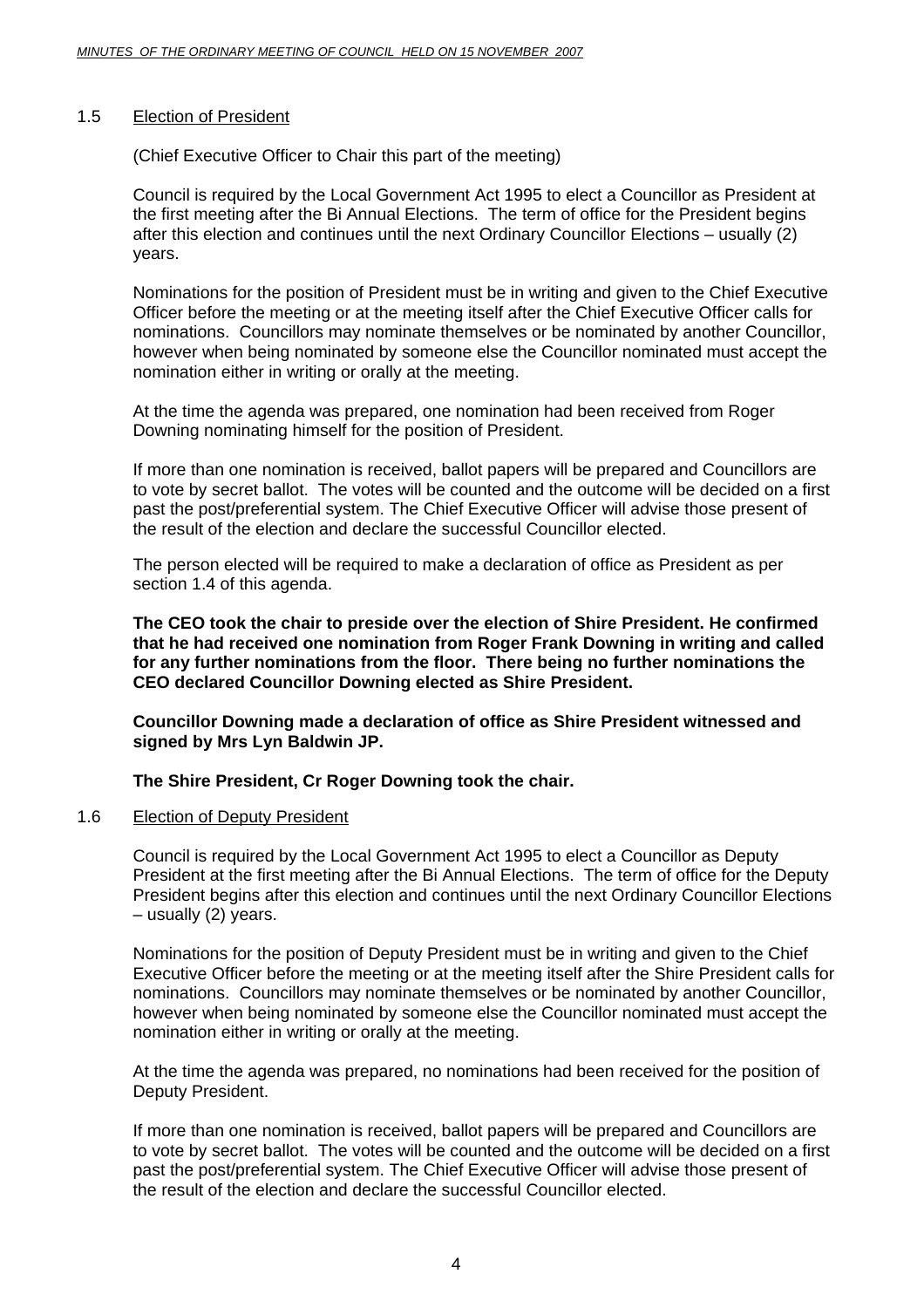## 1.5 Election of President

(Chief Executive Officer to Chair this part of the meeting)

Council is required by the Local Government Act 1995 to elect a Councillor as President at the first meeting after the Bi Annual Elections. The term of office for the President begins after this election and continues until the next Ordinary Councillor Elections – usually (2) years.

Nominations for the position of President must be in writing and given to the Chief Executive Officer before the meeting or at the meeting itself after the Chief Executive Officer calls for nominations. Councillors may nominate themselves or be nominated by another Councillor, however when being nominated by someone else the Councillor nominated must accept the nomination either in writing or orally at the meeting.

At the time the agenda was prepared, one nomination had been received from Roger Downing nominating himself for the position of President.

If more than one nomination is received, ballot papers will be prepared and Councillors are to vote by secret ballot. The votes will be counted and the outcome will be decided on a first past the post/preferential system. The Chief Executive Officer will advise those present of the result of the election and declare the successful Councillor elected.

The person elected will be required to make a declaration of office as President as per section 1.4 of this agenda.

**The CEO took the chair to preside over the election of Shire President. He confirmed that he had received one nomination from Roger Frank Downing in writing and called for any further nominations from the floor. There being no further nominations the CEO declared Councillor Downing elected as Shire President.**

**Councillor Downing made a declaration of office as Shire President witnessed and signed by Mrs Lyn Baldwin JP.**

**The Shire President, Cr Roger Downing took the chair.**

## 1.6 Election of Deputy President

Council is required by the Local Government Act 1995 to elect a Councillor as Deputy President at the first meeting after the Bi Annual Elections. The term of office for the Deputy President begins after this election and continues until the next Ordinary Councillor Elections – usually (2) years.

Nominations for the position of Deputy President must be in writing and given to the Chief Executive Officer before the meeting or at the meeting itself after the Shire President calls for nominations. Councillors may nominate themselves or be nominated by another Councillor, however when being nominated by someone else the Councillor nominated must accept the nomination either in writing or orally at the meeting.

At the time the agenda was prepared, no nominations had been received for the position of Deputy President.

If more than one nomination is received, ballot papers will be prepared and Councillors are to vote by secret ballot. The votes will be counted and the outcome will be decided on a first past the post/preferential system. The Chief Executive Officer will advise those present of the result of the election and declare the successful Councillor elected.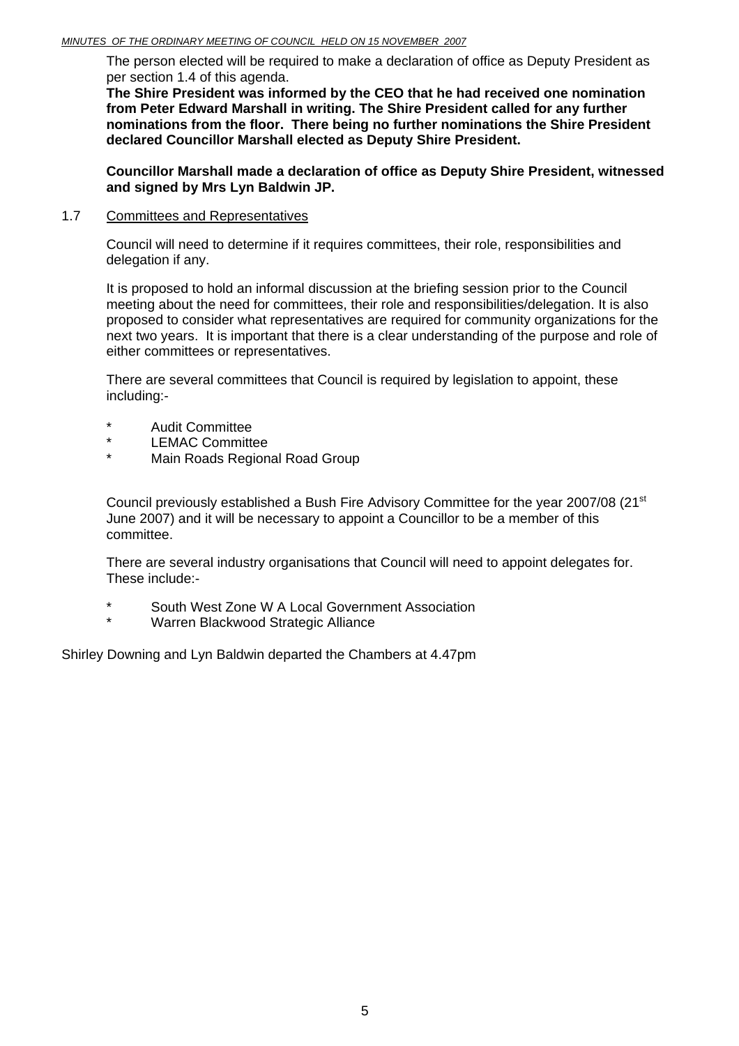The person elected will be required to make a declaration of office as Deputy President as per section 1.4 of this agenda.

**The Shire President was informed by the CEO that he had received one nomination from Peter Edward Marshall in writing. The Shire President called for any further nominations from the floor. There being no further nominations the Shire President declared Councillor Marshall elected as Deputy Shire President.**

**Councillor Marshall made a declaration of office as Deputy Shire President, witnessed and signed by Mrs Lyn Baldwin JP.**

1.7 Committees and Representatives

Council will need to determine if it requires committees, their role, responsibilities and delegation if any.

It is proposed to hold an informal discussion at the briefing session prior to the Council meeting about the need for committees, their role and responsibilities/delegation. It is also proposed to consider what representatives are required for community organizations for the next two years. It is important that there is a clear understanding of the purpose and role of either committees or representatives.

There are several committees that Council is required by legislation to appoint, these including:-

* Audit Committee
* LEMAC Committee
* Main Roads Regional Road Group

Council previously established a Bush Fire Advisory Committee for the year 2007/08 (21st June 2007) and it will be necessary to appoint a Councillor to be a member of this committee.

There are several industry organisations that Council will need to appoint delegates for. These include:-

* South West Zone W A Local Government Association
* Warren Blackwood Strategic Alliance

Shirley Downing and Lyn Baldwin departed the Chambers at 4.47pm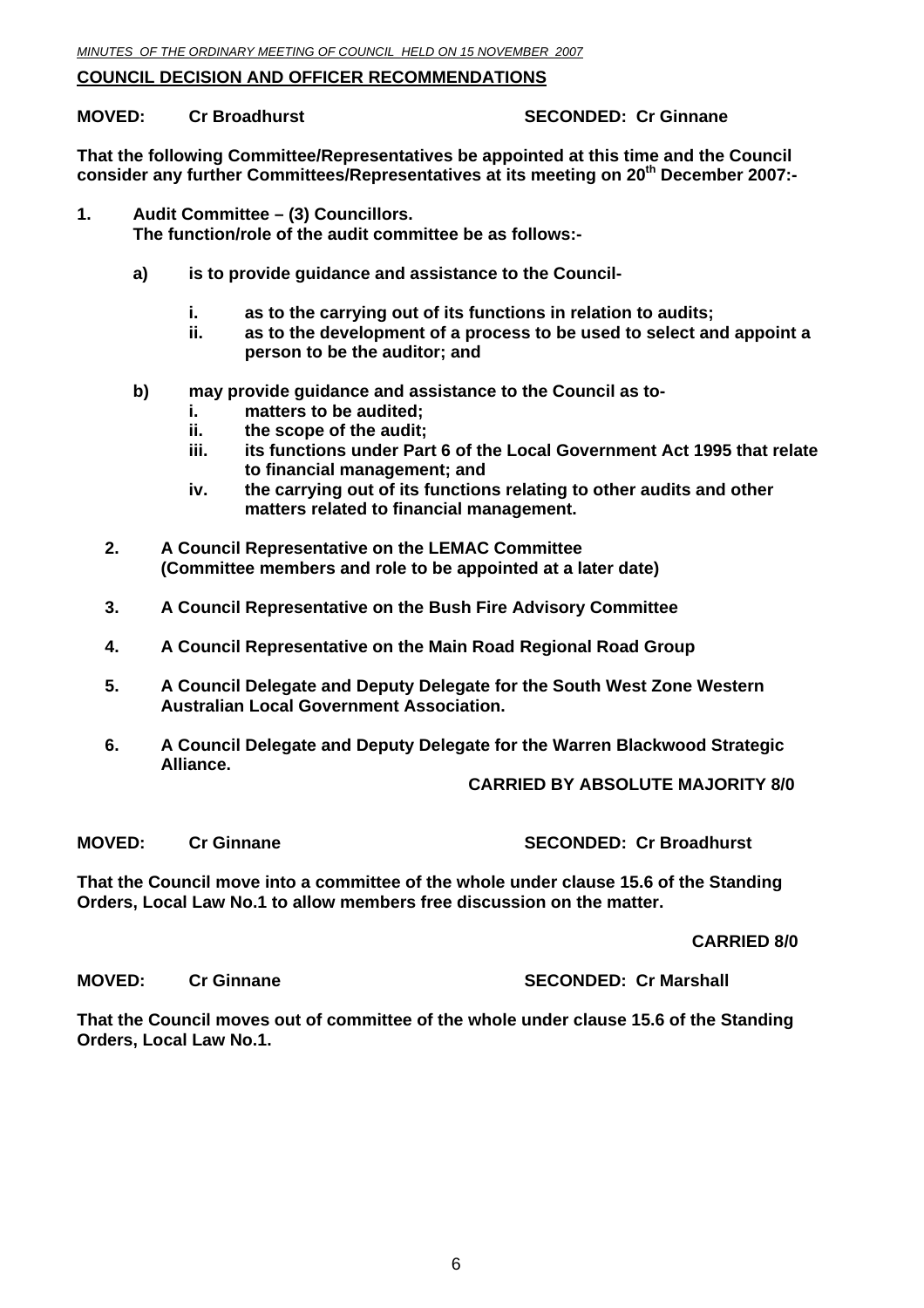## COUNCIL DECISION AND OFFICER RECOMMENDATIONS

**MOVED: Cr Broadhurst SECONDED: Cr Ginnane**

**That the following Committee/Representatives be appointed at this time and the Council consider any further Committees/Representatives at its meeting on 20th December 2007:-**

**1. Audit Committee – (3) Councillors.**
**The function/role of the audit committee be as follows:-**

**a) is to provide guidance and assistance to the Council-**

**i. as to the carrying out of its functions in relation to audits;**
**ii. as to the development of a process to be used to select and appoint a person to be the auditor; and**

**b) may provide guidance and assistance to the Council as to-**
**i. matters to be audited;**
**ii. the scope of the audit;**
**iii. its functions under Part 6 of the Local Government Act 1995 that relate to financial management; and**
**iv. the carrying out of its functions relating to other audits and other matters related to financial management.**

**2. A Council Representative on the LEMAC Committee (Committee members and role to be appointed at a later date)**

**3. A Council Representative on the Bush Fire Advisory Committee**

**4. A Council Representative on the Main Road Regional Road Group**

**5. A Council Delegate and Deputy Delegate for the South West Zone Western Australian Local Government Association.**

**6. A Council Delegate and Deputy Delegate for the Warren Blackwood Strategic Alliance.**

**CARRIED BY ABSOLUTE MAJORITY 8/0**

**MOVED: Cr Ginnane SECONDED: Cr Broadhurst**

**That the Council move into a committee of the whole under clause 15.6 of the Standing Orders, Local Law No.1 to allow members free discussion on the matter.**

**CARRIED 8/0**

**MOVED: Cr Ginnane SECONDED: Cr Marshall**

**That the Council moves out of committee of the whole under clause 15.6 of the Standing Orders, Local Law No.1.**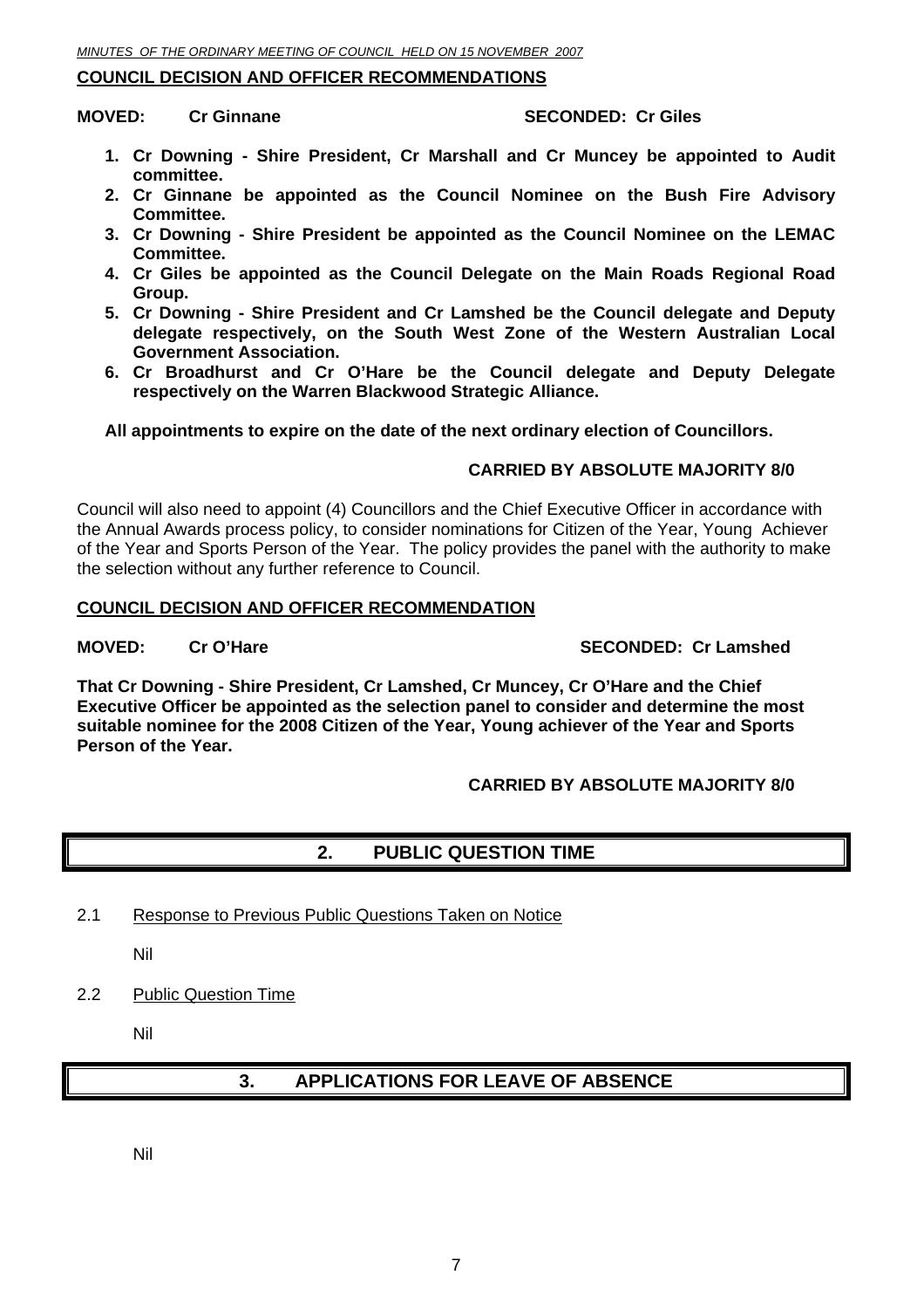**COUNCIL DECISION AND OFFICER RECOMMENDATIONS**

**MOVED: Cr Ginnane SECONDED: Cr Giles**

1. **Cr Downing - Shire President, Cr Marshall and Cr Muncey be appointed to Audit committee.**
2. **Cr Ginnane be appointed as the Council Nominee on the Bush Fire Advisory Committee.**
3. **Cr Downing - Shire President be appointed as the Council Nominee on the LEMAC Committee.**
4. **Cr Giles be appointed as the Council Delegate on the Main Roads Regional Road Group.**
5. **Cr Downing - Shire President and Cr Lamshed be the Council delegate and Deputy delegate respectively, on the South West Zone of the Western Australian Local Government Association.**
6. **Cr Broadhurst and Cr O'Hare be the Council delegate and Deputy Delegate respectively on the Warren Blackwood Strategic Alliance.**

**All appointments to expire on the date of the next ordinary election of Councillors.**

**CARRIED BY ABSOLUTE MAJORITY 8/0**

Council will also need to appoint (4) Councillors and the Chief Executive Officer in accordance with the Annual Awards process policy, to consider nominations for Citizen of the Year, Young Achiever of the Year and Sports Person of the Year. The policy provides the panel with the authority to make the selection without any further reference to Council.

**COUNCIL DECISION AND OFFICER RECOMMENDATION**

**MOVED: Cr O'Hare SECONDED: Cr Lamshed**

**That Cr Downing - Shire President, Cr Lamshed, Cr Muncey, Cr O'Hare and the Chief Executive Officer be appointed as the selection panel to consider and determine the most suitable nominee for the 2008 Citizen of the Year, Young achiever of the Year and Sports Person of the Year.**

**CARRIED BY ABSOLUTE MAJORITY 8/0**

## 2. PUBLIC QUESTION TIME

2.1 Response to Previous Public Questions Taken on Notice

Nil

2.2 Public Question Time

Nil

## 3. APPLICATIONS FOR LEAVE OF ABSENCE

Nil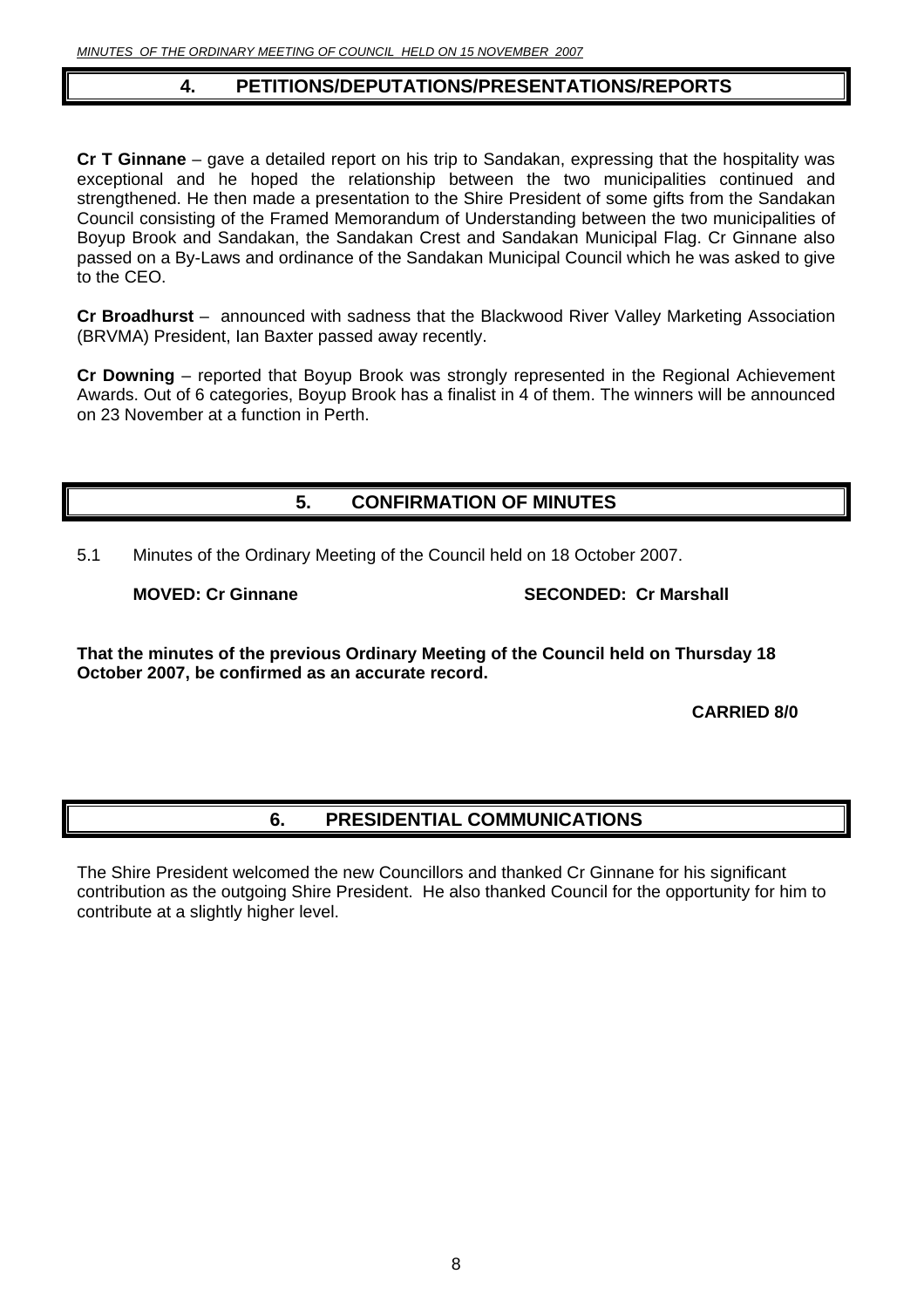## 4. PETITIONS/DEPUTATIONS/PRESENTATIONS/REPORTS

**Cr T Ginnane** – gave a detailed report on his trip to Sandakan, expressing that the hospitality was exceptional and he hoped the relationship between the two municipalities continued and strengthened. He then made a presentation to the Shire President of some gifts from the Sandakan Council consisting of the Framed Memorandum of Understanding between the two municipalities of Boyup Brook and Sandakan, the Sandakan Crest and Sandakan Municipal Flag. Cr Ginnane also passed on a By-Laws and ordinance of the Sandakan Municipal Council which he was asked to give to the CEO.

**Cr Broadhurst** – announced with sadness that the Blackwood River Valley Marketing Association (BRVMA) President, Ian Baxter passed away recently.

**Cr Downing** – reported that Boyup Brook was strongly represented in the Regional Achievement Awards. Out of 6 categories, Boyup Brook has a finalist in 4 of them. The winners will be announced on 23 November at a function in Perth.

## 5. CONFIRMATION OF MINUTES

5.1 Minutes of the Ordinary Meeting of the Council held on 18 October 2007.

**MOVED: Cr Ginnane** **SECONDED: Cr Marshall**

**That the minutes of the previous Ordinary Meeting of the Council held on Thursday 18 October 2007, be confirmed as an accurate record.**

**CARRIED 8/0**

## 6. PRESIDENTIAL COMMUNICATIONS

The Shire President welcomed the new Councillors and thanked Cr Ginnane for his significant contribution as the outgoing Shire President. He also thanked Council for the opportunity for him to contribute at a slightly higher level.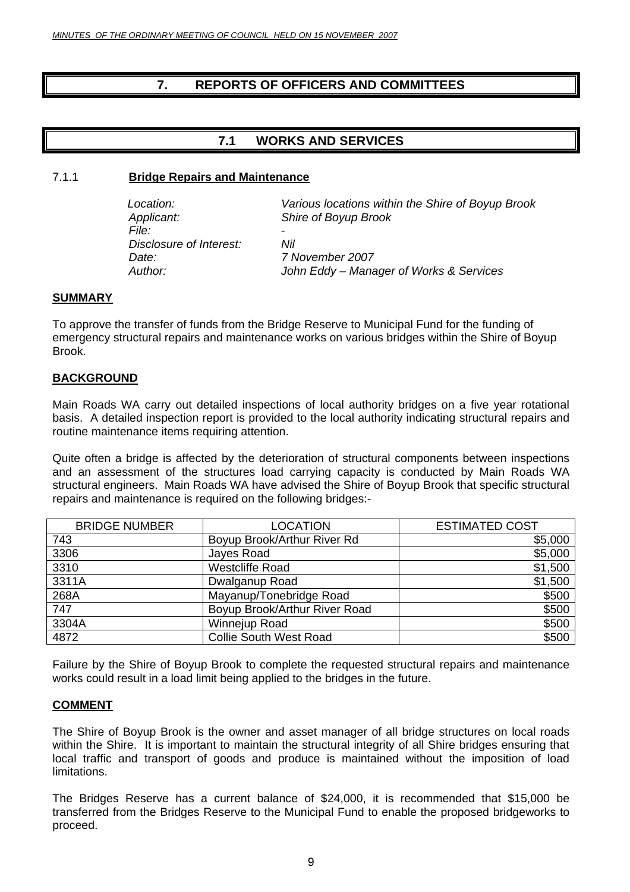# 7. REPORTS OF OFFICERS AND COMMITTEES

## 7.1 WORKS AND SERVICES

### 7.1.1 **Bridge Repairs and Maintenance**

*Location:* *Various locations within the Shire of Boyup Brook*
*Applicant:* *Shire of Boyup Brook*
*File:* -
*Disclosure of Interest:* *Nil*
*Date:* *7 November 2007*
*Author:* *John Eddy – Manager of Works & Services*

**SUMMARY**

To approve the transfer of funds from the Bridge Reserve to Municipal Fund for the funding of emergency structural repairs and maintenance works on various bridges within the Shire of Boyup Brook.

**BACKGROUND**

Main Roads WA carry out detailed inspections of local authority bridges on a five year rotational basis. A detailed inspection report is provided to the local authority indicating structural repairs and routine maintenance items requiring attention.

Quite often a bridge is affected by the deterioration of structural components between inspections and an assessment of the structures load carrying capacity is conducted by Main Roads WA structural engineers. Main Roads WA have advised the Shire of Boyup Brook that specific structural repairs and maintenance is required on the following bridges:-

| BRIDGE NUMBER | LOCATION | ESTIMATED COST |
|---|---|---:|
| 743 | Boyup Brook/Arthur River Rd | $5,000 |
| 3306 | Jayes Road | $5,000 |
| 3310 | Westcliffe Road | $1,500 |
| 3311A | Dwalganup Road | $1,500 |
| 268A | Mayanup/Tonebridge Road | $500 |
| 747 | Boyup Brook/Arthur River Road | $500 |
| 3304A | Winnejup Road | $500 |
| 4872 | Collie South West Road | $500 |

Failure by the Shire of Boyup Brook to complete the requested structural repairs and maintenance works could result in a load limit being applied to the bridges in the future.

**COMMENT**

The Shire of Boyup Brook is the owner and asset manager of all bridge structures on local roads within the Shire. It is important to maintain the structural integrity of all Shire bridges ensuring that local traffic and transport of goods and produce is maintained without the imposition of load limitations.

The Bridges Reserve has a current balance of $24,000, it is recommended that $15,000 be transferred from the Bridges Reserve to the Municipal Fund to enable the proposed bridgeworks to proceed.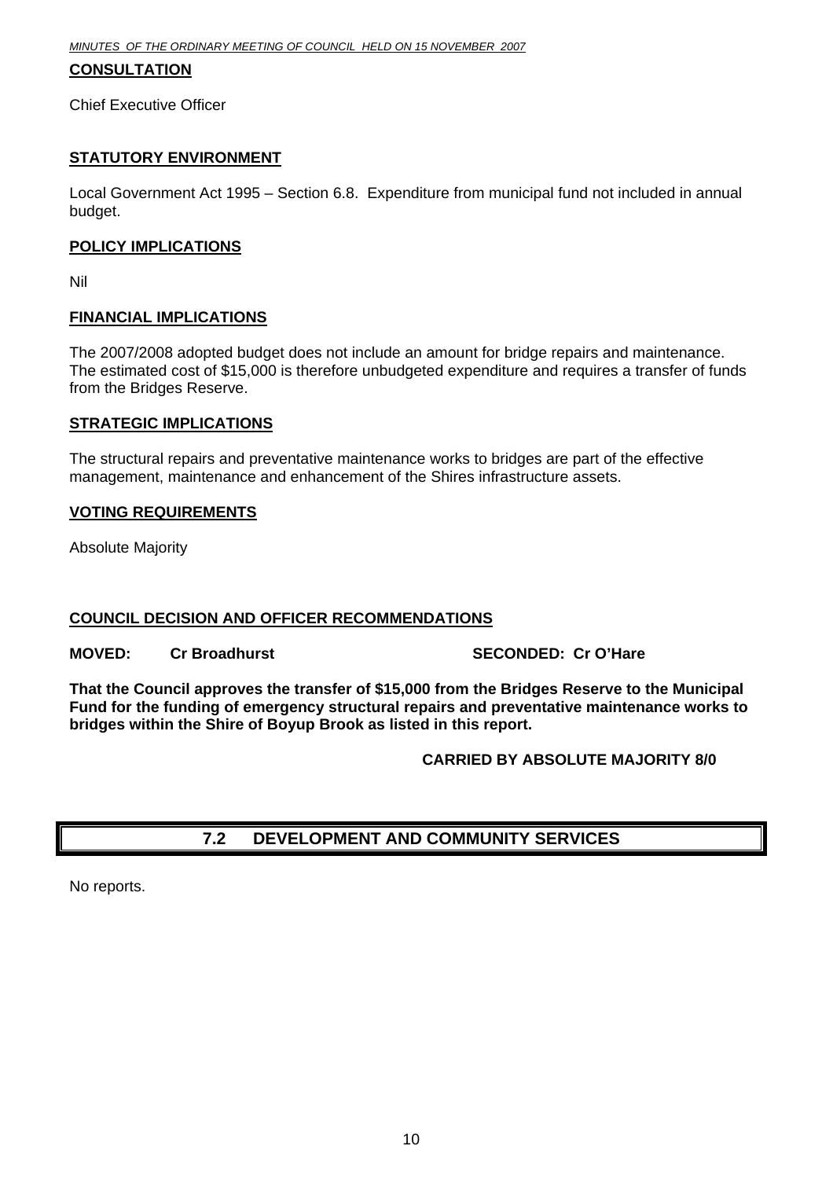**CONSULTATION**

Chief Executive Officer

**STATUTORY ENVIRONMENT**

Local Government Act 1995 – Section 6.8. Expenditure from municipal fund not included in annual budget.

**POLICY IMPLICATIONS**

Nil

**FINANCIAL IMPLICATIONS**

The 2007/2008 adopted budget does not include an amount for bridge repairs and maintenance. The estimated cost of $15,000 is therefore unbudgeted expenditure and requires a transfer of funds from the Bridges Reserve.

**STRATEGIC IMPLICATIONS**

The structural repairs and preventative maintenance works to bridges are part of the effective management, maintenance and enhancement of the Shires infrastructure assets.

**VOTING REQUIREMENTS**

Absolute Majority

**COUNCIL DECISION AND OFFICER RECOMMENDATIONS**

**MOVED: Cr Broadhurst SECONDED: Cr O'Hare**

**That the Council approves the transfer of $15,000 from the Bridges Reserve to the Municipal Fund for the funding of emergency structural repairs and preventative maintenance works to bridges within the Shire of Boyup Brook as listed in this report.**

**CARRIED BY ABSOLUTE MAJORITY 8/0**

## 7.2 DEVELOPMENT AND COMMUNITY SERVICES

No reports.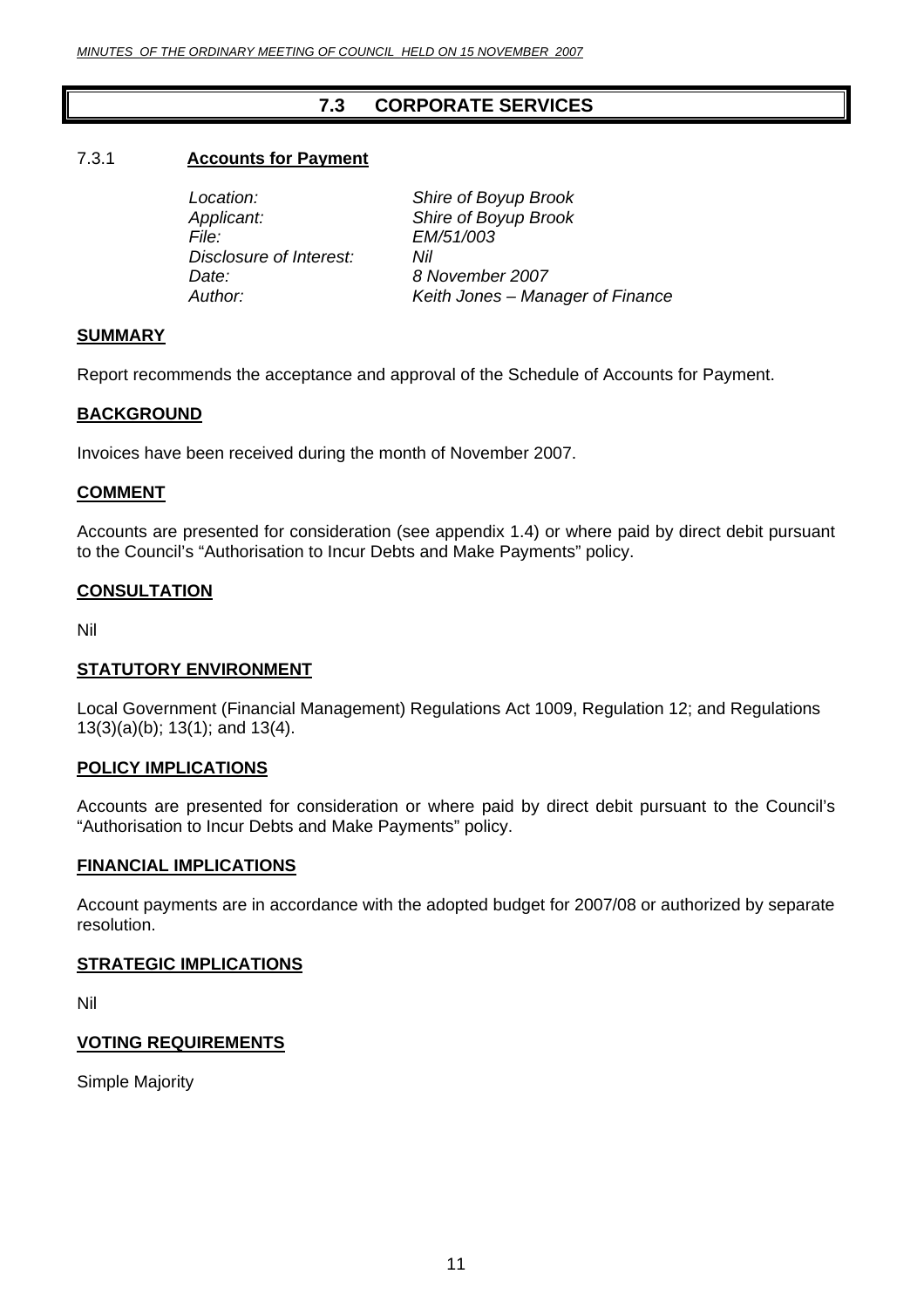## 7.3 CORPORATE SERVICES

### 7.3.1 Accounts for Payment

| | |
|---|---|
| *Location:* | *Shire of Boyup Brook* |
| *Applicant:* | *Shire of Boyup Brook* |
| *File:* | *EM/51/003* |
| *Disclosure of Interest:* | *Nil* |
| *Date:* | *8 November 2007* |
| *Author:* | *Keith Jones – Manager of Finance* |

**SUMMARY**

Report recommends the acceptance and approval of the Schedule of Accounts for Payment.

**BACKGROUND**

Invoices have been received during the month of November 2007.

**COMMENT**

Accounts are presented for consideration (see appendix 1.4) or where paid by direct debit pursuant to the Council's "Authorisation to Incur Debts and Make Payments" policy.

**CONSULTATION**

Nil

**STATUTORY ENVIRONMENT**

Local Government (Financial Management) Regulations Act 1009, Regulation 12; and Regulations 13(3)(a)(b); 13(1); and 13(4).

**POLICY IMPLICATIONS**

Accounts are presented for consideration or where paid by direct debit pursuant to the Council's "Authorisation to Incur Debts and Make Payments" policy.

**FINANCIAL IMPLICATIONS**

Account payments are in accordance with the adopted budget for 2007/08 or authorized by separate resolution.

**STRATEGIC IMPLICATIONS**

Nil

**VOTING REQUIREMENTS**

Simple Majority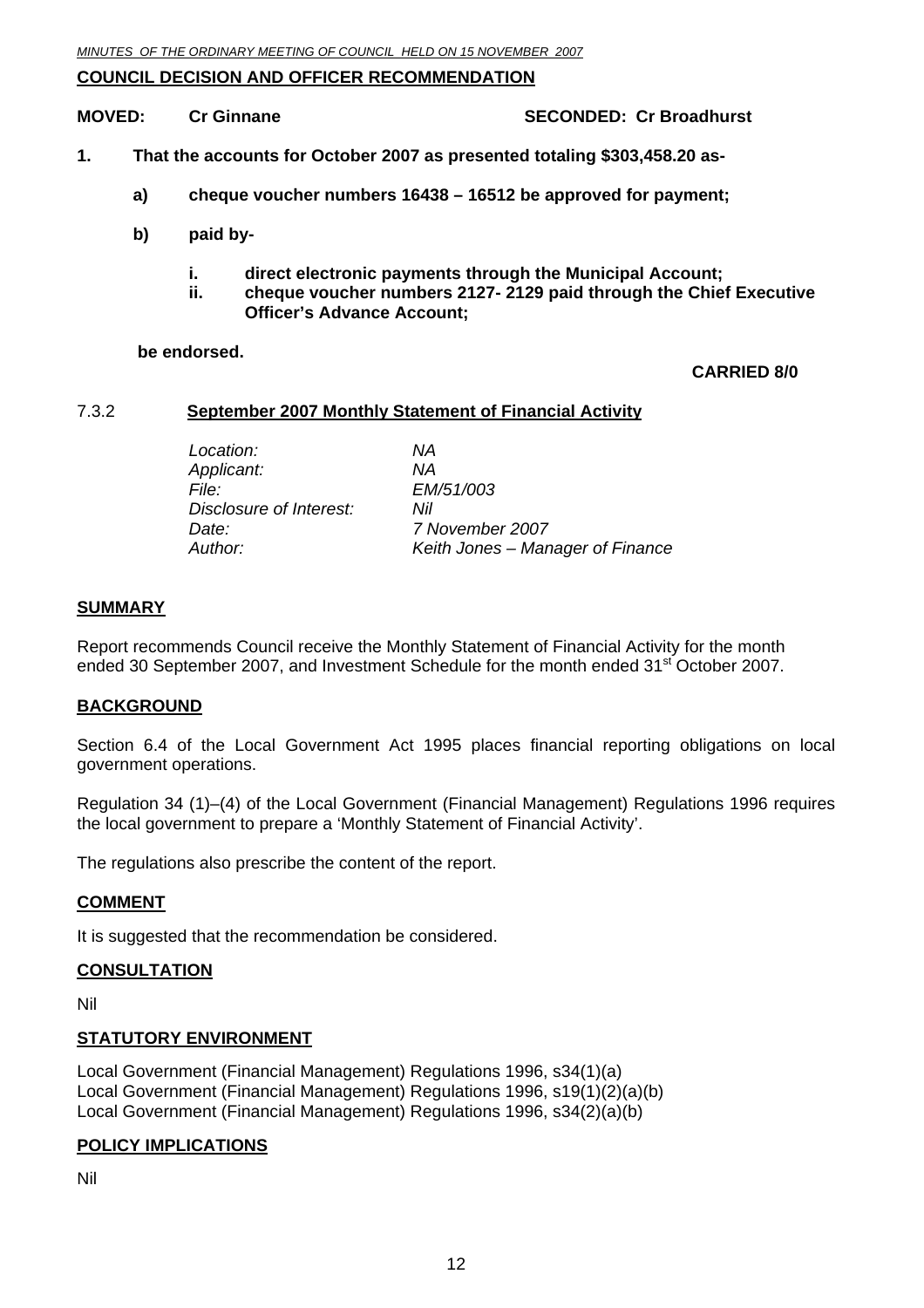**COUNCIL DECISION AND OFFICER RECOMMENDATION**

**MOVED: Cr Ginnane SECONDED: Cr Broadhurst**

**1. That the accounts for October 2007 as presented totaling $303,458.20 as-**

**a) cheque voucher numbers 16438 – 16512 be approved for payment;**

**b) paid by-**

**i. direct electronic payments through the Municipal Account;**
**ii. cheque voucher numbers 2127- 2129 paid through the Chief Executive Officer's Advance Account;**

**be endorsed.**

**CARRIED 8/0**

### 7.3.2 September 2007 Monthly Statement of Financial Activity

| | |
|---|---|
| *Location:* | *NA* |
| *Applicant:* | *NA* |
| *File:* | *EM/51/003* |
| *Disclosure of Interest:* | *Nil* |
| *Date:* | *7 November 2007* |
| *Author:* | *Keith Jones – Manager of Finance* |

#### SUMMARY

Report recommends Council receive the Monthly Statement of Financial Activity for the month ended 30 September 2007, and Investment Schedule for the month ended 31st October 2007.

#### BACKGROUND

Section 6.4 of the Local Government Act 1995 places financial reporting obligations on local government operations.

Regulation 34 (1)–(4) of the Local Government (Financial Management) Regulations 1996 requires the local government to prepare a 'Monthly Statement of Financial Activity'.

The regulations also prescribe the content of the report.

#### COMMENT

It is suggested that the recommendation be considered.

#### CONSULTATION

Nil

#### STATUTORY ENVIRONMENT

Local Government (Financial Management) Regulations 1996, s34(1)(a)
Local Government (Financial Management) Regulations 1996, s19(1)(2)(a)(b)
Local Government (Financial Management) Regulations 1996, s34(2)(a)(b)

#### POLICY IMPLICATIONS

Nil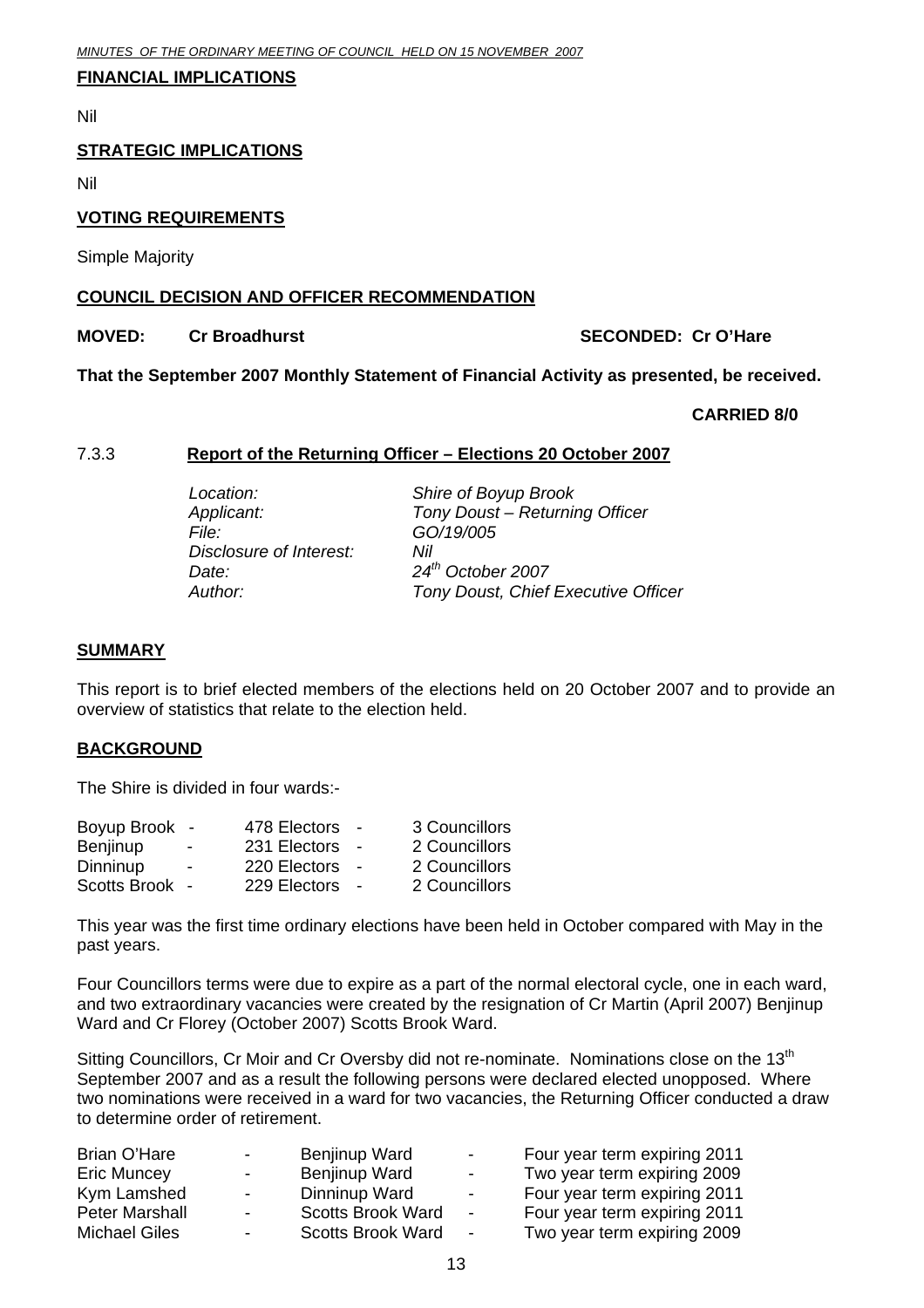## FINANCIAL IMPLICATIONS

Nil

## STRATEGIC IMPLICATIONS

Nil

## VOTING REQUIREMENTS

Simple Majority

## COUNCIL DECISION AND OFFICER RECOMMENDATION

**MOVED: Cr Broadhurst** **SECONDED: Cr O'Hare**

**That the September 2007 Monthly Statement of Financial Activity as presented, be received.**

**CARRIED 8/0**

### 7.3.3 Report of the Returning Officer – Elections 20 October 2007

| | |
|---|---|
| *Location:* | *Shire of Boyup Brook* |
| *Applicant:* | *Tony Doust – Returning Officer* |
| *File:* | *GO/19/005* |
| *Disclosure of Interest:* | *Nil* |
| *Date:* | *24th October 2007* |
| *Author:* | *Tony Doust, Chief Executive Officer* |

## SUMMARY

This report is to brief elected members of the elections held on 20 October 2007 and to provide an overview of statistics that relate to the election held.

## BACKGROUND

The Shire is divided in four wards:-

| | | | | |
|---|---|---|---|---|
| Boyup Brook | - | 478 Electors | - | 3 Councillors |
| Benjinup | - | 231 Electors | - | 2 Councillors |
| Dinninup | - | 220 Electors | - | 2 Councillors |
| Scotts Brook | - | 229 Electors | - | 2 Councillors |

This year was the first time ordinary elections have been held in October compared with May in the past years.

Four Councillors terms were due to expire as a part of the normal electoral cycle, one in each ward, and two extraordinary vacancies were created by the resignation of Cr Martin (April 2007) Benjinup Ward and Cr Florey (October 2007) Scotts Brook Ward.

Sitting Councillors, Cr Moir and Cr Oversby did not re-nominate. Nominations close on the 13th September 2007 and as a result the following persons were declared elected unopposed. Where two nominations were received in a ward for two vacancies, the Returning Officer conducted a draw to determine order of retirement.

| | | | | |
|---|---|---|---|---|
| Brian O'Hare | - | Benjinup Ward | - | Four year term expiring 2011 |
| Eric Muncey | - | Benjinup Ward | - | Two year term expiring 2009 |
| Kym Lamshed | - | Dinninup Ward | - | Four year term expiring 2011 |
| Peter Marshall | - | Scotts Brook Ward | - | Four year term expiring 2011 |
| Michael Giles | - | Scotts Brook Ward | - | Two year term expiring 2009 |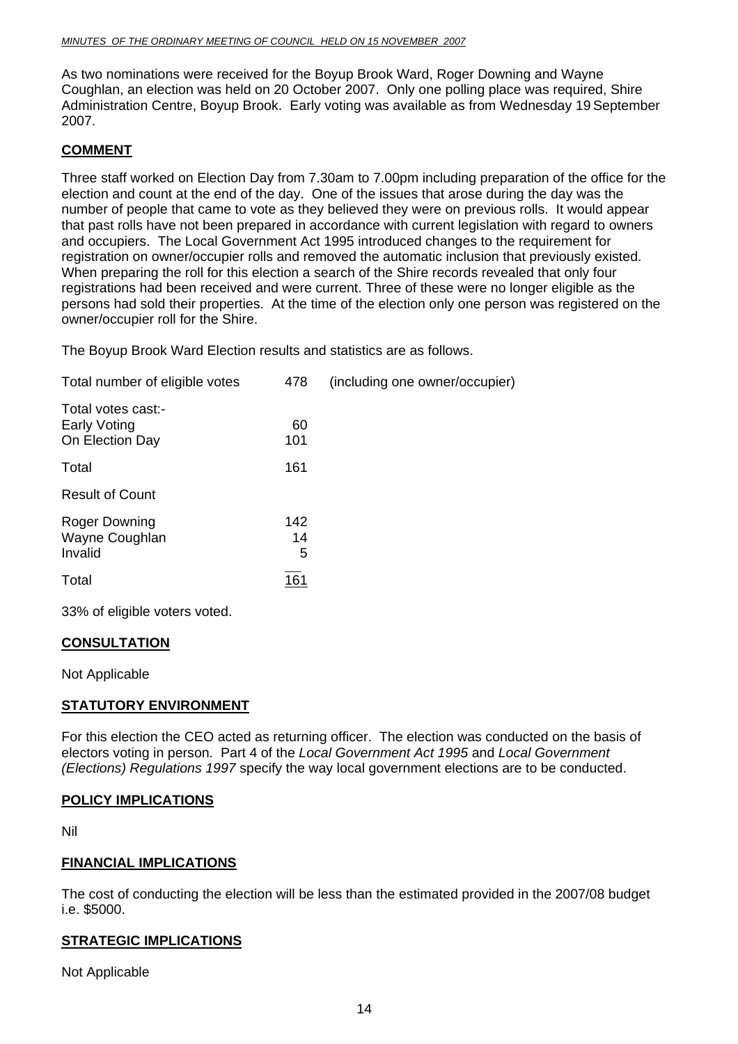As two nominations were received for the Boyup Brook Ward, Roger Downing and Wayne Coughlan, an election was held on 20 October 2007. Only one polling place was required, Shire Administration Centre, Boyup Brook. Early voting was available as from Wednesday 19 September 2007.

## COMMENT

Three staff worked on Election Day from 7.30am to 7.00pm including preparation of the office for the election and count at the end of the day. One of the issues that arose during the day was the number of people that came to vote as they believed they were on previous rolls. It would appear that past rolls have not been prepared in accordance with current legislation with regard to owners and occupiers. The Local Government Act 1995 introduced changes to the requirement for registration on owner/occupier rolls and removed the automatic inclusion that previously existed. When preparing the roll for this election a search of the Shire records revealed that only four registrations had been received and were current. Three of these were no longer eligible as the persons had sold their properties. At the time of the election only one person was registered on the owner/occupier roll for the Shire.

The Boyup Brook Ward Election results and statistics are as follows.

| | | |
|---|---|---|
| Total number of eligible votes | 478 | (including one owner/occupier) |
| Total votes cast:- | | |
| Early Voting | 60 | |
| On Election Day | 101 | |
| Total | 161 | |
| Result of Count | | |
| Roger Downing | 142 | |
| Wayne Coughlan | 14 | |
| Invalid | 5 | |
| Total | 161 | |

33% of eligible voters voted.

## CONSULTATION

Not Applicable

## STATUTORY ENVIRONMENT

For this election the CEO acted as returning officer. The election was conducted on the basis of electors voting in person. Part 4 of the *Local Government Act 1995* and *Local Government (Elections) Regulations 1997* specify the way local government elections are to be conducted.

## POLICY IMPLICATIONS

Nil

## FINANCIAL IMPLICATIONS

The cost of conducting the election will be less than the estimated provided in the 2007/08 budget i.e. $5000.

## STRATEGIC IMPLICATIONS

Not Applicable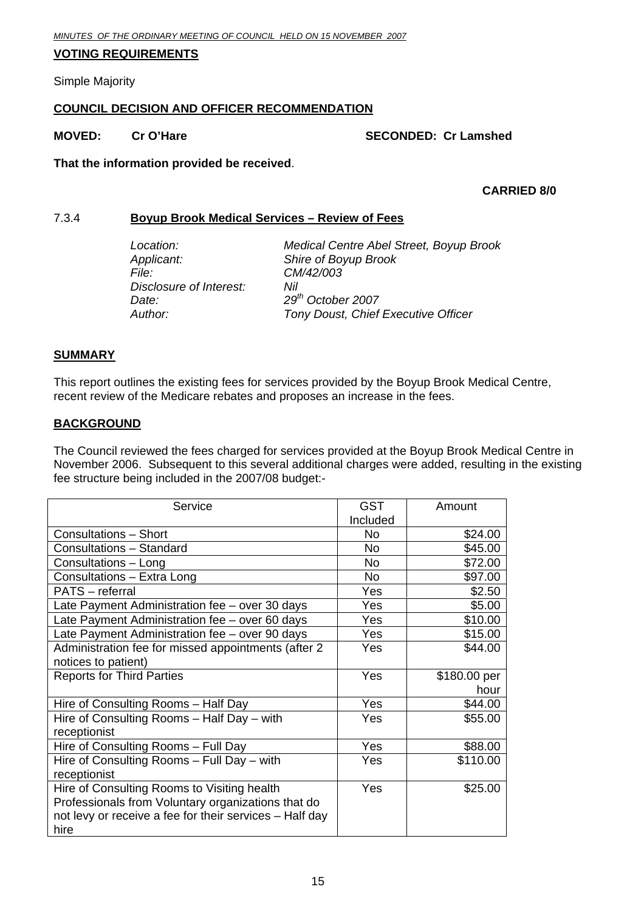**VOTING REQUIREMENTS**

Simple Majority

**COUNCIL DECISION AND OFFICER RECOMMENDATION**

**MOVED: Cr O'Hare SECONDED: Cr Lamshed**

**That the information provided be received**.

**CARRIED 8/0**

### 7.3.4 Boyup Brook Medical Services – Review of Fees

*Location:* *Medical Centre Abel Street, Boyup Brook*
*Applicant:* *Shire of Boyup Brook*
*File:* *CM/42/003*
*Disclosure of Interest:* *Nil*
*Date:* *29th October 2007*
*Author:* *Tony Doust, Chief Executive Officer*

**SUMMARY**

This report outlines the existing fees for services provided by the Boyup Brook Medical Centre, recent review of the Medicare rebates and proposes an increase in the fees.

**BACKGROUND**

The Council reviewed the fees charged for services provided at the Boyup Brook Medical Centre in November 2006. Subsequent to this several additional charges were added, resulting in the existing fee structure being included in the 2007/08 budget:-

| Service | GST Included | Amount |
|---|---|---|
| Consultations – Short | No | $24.00 |
| Consultations – Standard | No | $45.00 |
| Consultations – Long | No | $72.00 |
| Consultations – Extra Long | No | $97.00 |
| PATS – referral | Yes | $2.50 |
| Late Payment Administration fee – over 30 days | Yes | $5.00 |
| Late Payment Administration fee – over 60 days | Yes | $10.00 |
| Late Payment Administration fee – over 90 days | Yes | $15.00 |
| Administration fee for missed appointments (after 2 notices to patient) | Yes | $44.00 |
| Reports for Third Parties | Yes | $180.00 per hour |
| Hire of Consulting Rooms – Half Day | Yes | $44.00 |
| Hire of Consulting Rooms – Half Day – with receptionist | Yes | $55.00 |
| Hire of Consulting Rooms – Full Day | Yes | $88.00 |
| Hire of Consulting Rooms – Full Day – with receptionist | Yes | $110.00 |
| Hire of Consulting Rooms to Visiting health Professionals from Voluntary organizations that do not levy or receive a fee for their services – Half day hire | Yes | $25.00 |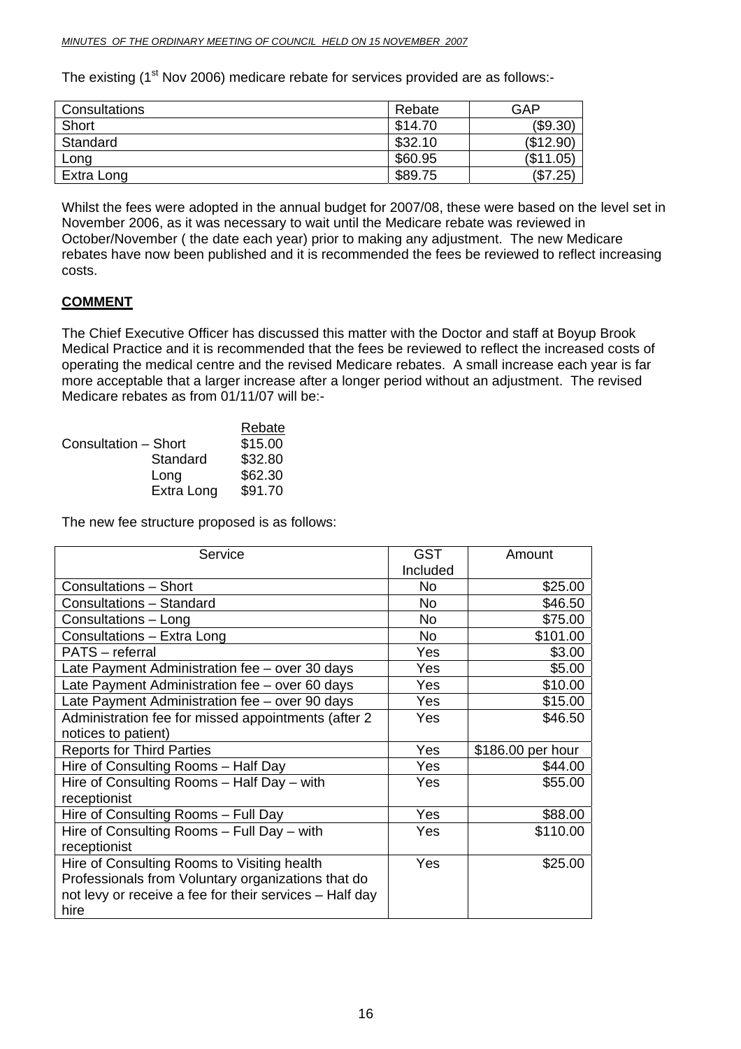The existing (1st Nov 2006) medicare rebate for services provided are as follows:-

| Consultations | Rebate | GAP |
|---|---|---|
| Short | $14.70 | ($9.30) |
| Standard | $32.10 | ($12.90) |
| Long | $60.95 | ($11.05) |
| Extra Long | $89.75 | ($7.25) |

Whilst the fees were adopted in the annual budget for 2007/08, these were based on the level set in November 2006, as it was necessary to wait until the Medicare rebate was reviewed in October/November ( the date each year) prior to making any adjustment. The new Medicare rebates have now been published and it is recommended the fees be reviewed to reflect increasing costs.

**COMMENT**

The Chief Executive Officer has discussed this matter with the Doctor and staff at Boyup Brook Medical Practice and it is recommended that the fees be reviewed to reflect the increased costs of operating the medical centre and the revised Medicare rebates. A small increase each year is far more acceptable that a larger increase after a longer period without an adjustment. The revised Medicare rebates as from 01/11/07 will be:-

| | Rebate |
|---|---|
| Consultation – Short | $15.00 |
| Standard | $32.80 |
| Long | $62.30 |
| Extra Long | $91.70 |

The new fee structure proposed is as follows:

| Service | GST Included | Amount |
|---|---|---|
| Consultations – Short | No | $25.00 |
| Consultations – Standard | No | $46.50 |
| Consultations – Long | No | $75.00 |
| Consultations – Extra Long | No | $101.00 |
| PATS – referral | Yes | $3.00 |
| Late Payment Administration fee – over 30 days | Yes | $5.00 |
| Late Payment Administration fee – over 60 days | Yes | $10.00 |
| Late Payment Administration fee – over 90 days | Yes | $15.00 |
| Administration fee for missed appointments (after 2 notices to patient) | Yes | $46.50 |
| Reports for Third Parties | Yes | $186.00 per hour |
| Hire of Consulting Rooms – Half Day | Yes | $44.00 |
| Hire of Consulting Rooms – Half Day – with receptionist | Yes | $55.00 |
| Hire of Consulting Rooms – Full Day | Yes | $88.00 |
| Hire of Consulting Rooms – Full Day – with receptionist | Yes | $110.00 |
| Hire of Consulting Rooms to Visiting health Professionals from Voluntary organizations that do not levy or receive a fee for their services – Half day hire | Yes | $25.00 |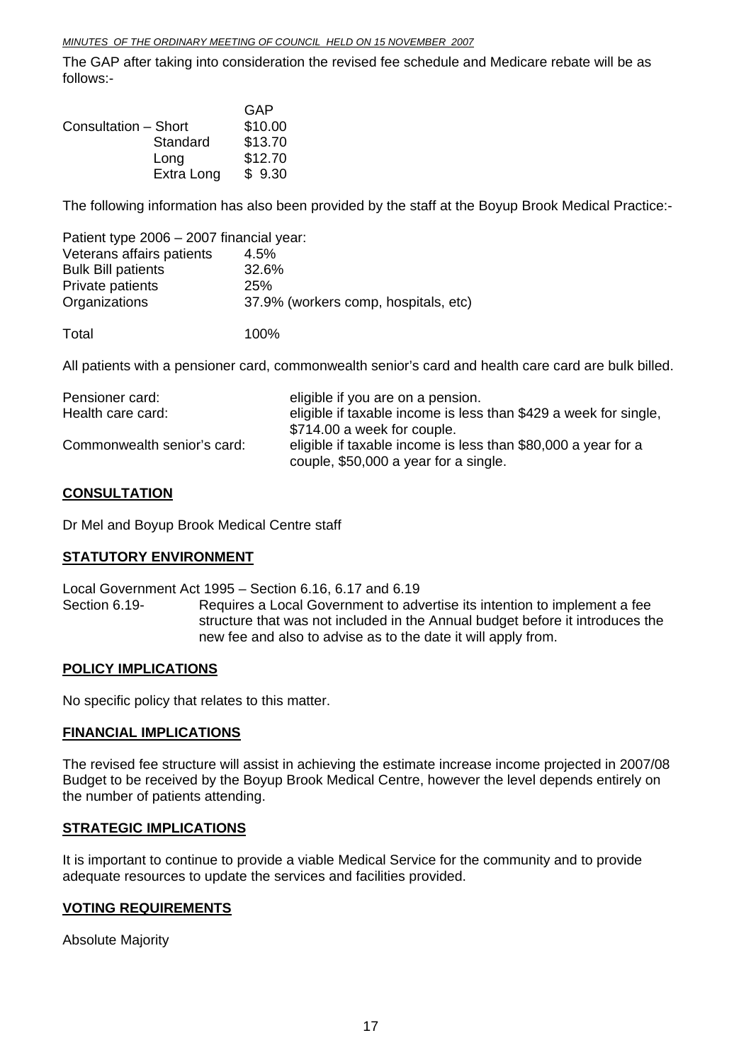The GAP after taking into consideration the revised fee schedule and Medicare rebate will be as follows:-

| | | GAP |
|---|---|---|
| Consultation – Short | | $10.00 |
| | Standard | $13.70 |
| | Long | $12.70 |
| | Extra Long | $ 9.30 |

The following information has also been provided by the staff at the Boyup Brook Medical Practice:-

| Patient type 2006 – 2007 financial year: | |
|---|---|
| Veterans affairs patients | 4.5% |
| Bulk Bill patients | 32.6% |
| Private patients | 25% |
| Organizations | 37.9% (workers comp, hospitals, etc) |
| Total | 100% |

All patients with a pensioner card, commonwealth senior's card and health care card are bulk billed.

| | |
|---|---|
| Pensioner card: | eligible if you are on a pension. |
| Health care card: | eligible if taxable income is less than $429 a week for single, $714.00 a week for couple. |
| Commonwealth senior's card: | eligible if taxable income is less than $80,000 a year for a couple, $50,000 a year for a single. |

## CONSULTATION

Dr Mel and Boyup Brook Medical Centre staff

## STATUTORY ENVIRONMENT

Local Government Act 1995 – Section 6.16, 6.17 and 6.19

Section 6.19- Requires a Local Government to advertise its intention to implement a fee structure that was not included in the Annual budget before it introduces the new fee and also to advise as to the date it will apply from.

## POLICY IMPLICATIONS

No specific policy that relates to this matter.

## FINANCIAL IMPLICATIONS

The revised fee structure will assist in achieving the estimate increase income projected in 2007/08 Budget to be received by the Boyup Brook Medical Centre, however the level depends entirely on the number of patients attending.

## STRATEGIC IMPLICATIONS

It is important to continue to provide a viable Medical Service for the community and to provide adequate resources to update the services and facilities provided.

## VOTING REQUIREMENTS

Absolute Majority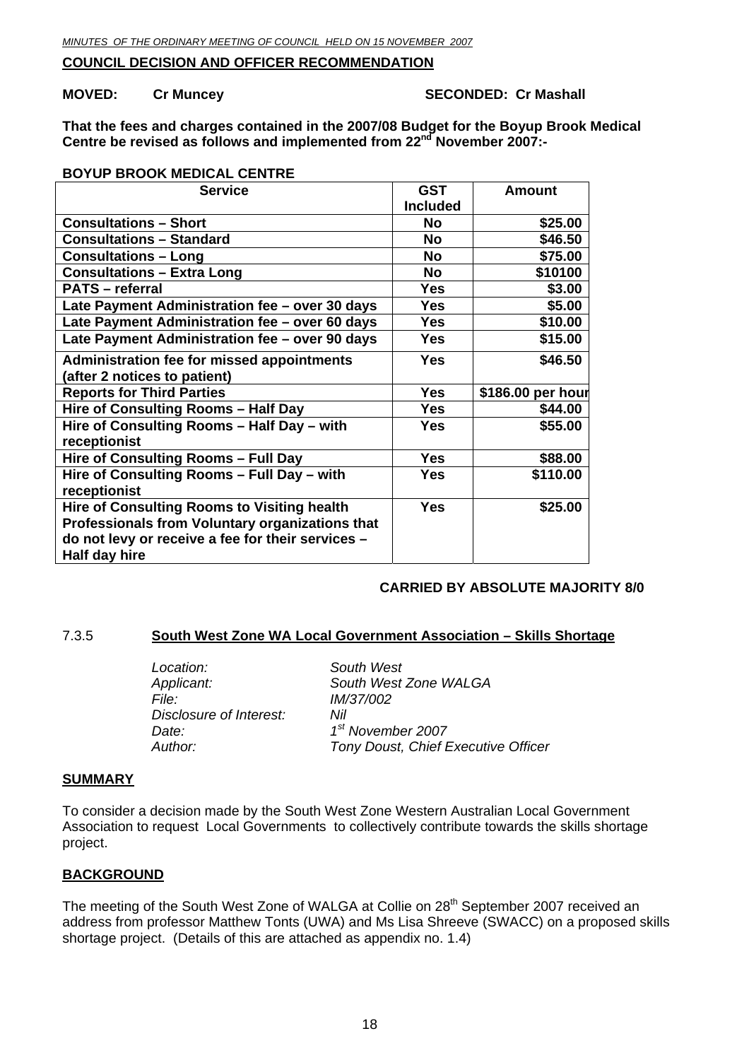**COUNCIL DECISION AND OFFICER RECOMMENDATION**

**MOVED: Cr Muncey SECONDED: Cr Mashall**

**That the fees and charges contained in the 2007/08 Budget for the Boyup Brook Medical Centre be revised as follows and implemented from 22nd November 2007:-**

**BOYUP BROOK MEDICAL CENTRE**

| Service | GST Included | Amount |
|---|---|---|
| **Consultations – Short** | **No** | **$25.00** |
| **Consultations – Standard** | **No** | **$46.50** |
| **Consultations – Long** | **No** | **$75.00** |
| **Consultations – Extra Long** | **No** | **$10100** |
| **PATS – referral** | **Yes** | **$3.00** |
| **Late Payment Administration fee – over 30 days** | **Yes** | **$5.00** |
| **Late Payment Administration fee – over 60 days** | **Yes** | **$10.00** |
| **Late Payment Administration fee – over 90 days** | **Yes** | **$15.00** |
| **Administration fee for missed appointments (after 2 notices to patient)** | **Yes** | **$46.50** |
| **Reports for Third Parties** | **Yes** | **$186.00 per hour** |
| **Hire of Consulting Rooms – Half Day** | **Yes** | **$44.00** |
| **Hire of Consulting Rooms – Half Day – with receptionist** | **Yes** | **$55.00** |
| **Hire of Consulting Rooms – Full Day** | **Yes** | **$88.00** |
| **Hire of Consulting Rooms – Full Day – with receptionist** | **Yes** | **$110.00** |
| **Hire of Consulting Rooms to Visiting health Professionals from Voluntary organizations that do not levy or receive a fee for their services – Half day hire** | **Yes** | **$25.00** |

**CARRIED BY ABSOLUTE MAJORITY 8/0**

### 7.3.5 South West Zone WA Local Government Association – Skills Shortage

*Location:* *South West*
*Applicant:* *South West Zone WALGA*
*File:* *IM/37/002*
*Disclosure of Interest:* *Nil*
*Date:* *1st November 2007*
*Author:* *Tony Doust, Chief Executive Officer*

**SUMMARY**

To consider a decision made by the South West Zone Western Australian Local Government Association to request Local Governments to collectively contribute towards the skills shortage project.

**BACKGROUND**

The meeting of the South West Zone of WALGA at Collie on 28th September 2007 received an address from professor Matthew Tonts (UWA) and Ms Lisa Shreeve (SWACC) on a proposed skills shortage project. (Details of this are attached as appendix no. 1.4)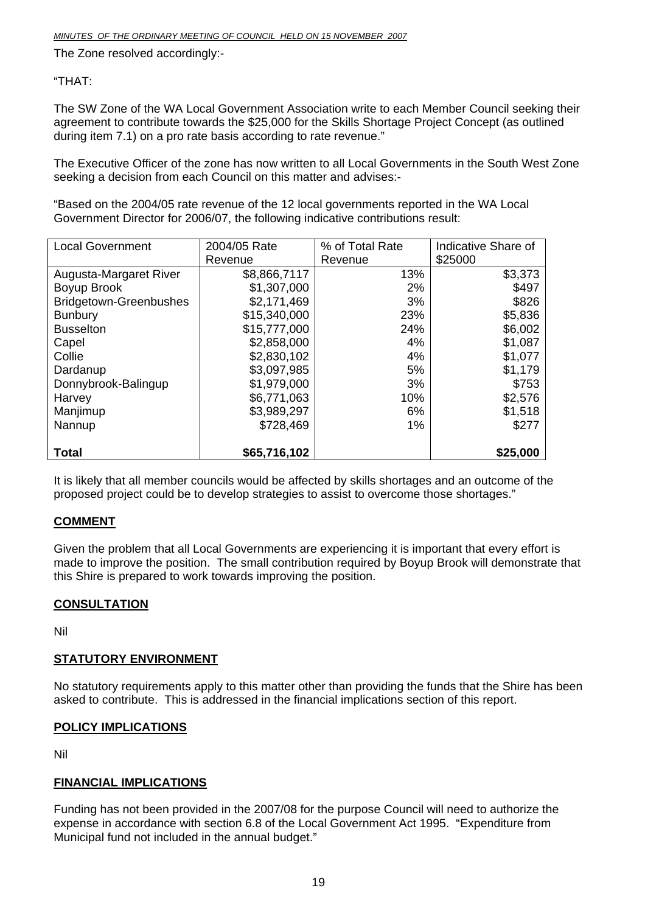The Zone resolved accordingly:-

"THAT:

The SW Zone of the WA Local Government Association write to each Member Council seeking their agreement to contribute towards the $25,000 for the Skills Shortage Project Concept (as outlined during item 7.1) on a pro rate basis according to rate revenue."

The Executive Officer of the zone has now written to all Local Governments in the South West Zone seeking a decision from each Council on this matter and advises:-

"Based on the 2004/05 rate revenue of the 12 local governments reported in the WA Local Government Director for 2006/07, the following indicative contributions result:

| Local Government | 2004/05 Rate Revenue | % of Total Rate Revenue | Indicative Share of $25000 |
|---|---|---|---|
| Augusta-Margaret River | $8,866,7117 | 13% | $3,373 |
| Boyup Brook | $1,307,000 | 2% | $497 |
| Bridgetown-Greenbushes | $2,171,469 | 3% | $826 |
| Bunbury | $15,340,000 | 23% | $5,836 |
| Busselton | $15,777,000 | 24% | $6,002 |
| Capel | $2,858,000 | 4% | $1,087 |
| Collie | $2,830,102 | 4% | $1,077 |
| Dardanup | $3,097,985 | 5% | $1,179 |
| Donnybrook-Balingup | $1,979,000 | 3% | $753 |
| Harvey | $6,771,063 | 10% | $2,576 |
| Manjimup | $3,989,297 | 6% | $1,518 |
| Nannup | $728,469 | 1% | $277 |
| **Total** | **$65,716,102** | | **$25,000** |

It is likely that all member councils would be affected by skills shortages and an outcome of the proposed project could be to develop strategies to assist to overcome those shortages."

## COMMENT

Given the problem that all Local Governments are experiencing it is important that every effort is made to improve the position. The small contribution required by Boyup Brook will demonstrate that this Shire is prepared to work towards improving the position.

## CONSULTATION

Nil

## STATUTORY ENVIRONMENT

No statutory requirements apply to this matter other than providing the funds that the Shire has been asked to contribute. This is addressed in the financial implications section of this report.

## POLICY IMPLICATIONS

Nil

## FINANCIAL IMPLICATIONS

Funding has not been provided in the 2007/08 for the purpose Council will need to authorize the expense in accordance with section 6.8 of the Local Government Act 1995. "Expenditure from Municipal fund not included in the annual budget."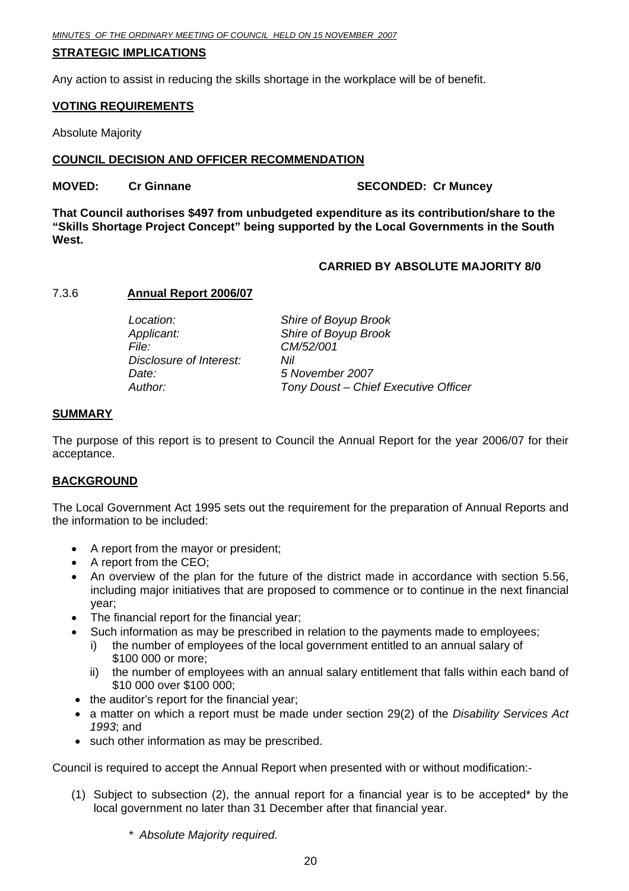**STRATEGIC IMPLICATIONS**

Any action to assist in reducing the skills shortage in the workplace will be of benefit.

**VOTING REQUIREMENTS**

Absolute Majority

**COUNCIL DECISION AND OFFICER RECOMMENDATION**

**MOVED: Cr Ginnane SECONDED: Cr Muncey**

**That Council authorises $497 from unbudgeted expenditure as its contribution/share to the "Skills Shortage Project Concept" being supported by the Local Governments in the South West.**

**CARRIED BY ABSOLUTE MAJORITY 8/0**

### 7.3.6 Annual Report 2006/07

| | |
|---|---|
| *Location:* | *Shire of Boyup Brook* |
| *Applicant:* | *Shire of Boyup Brook* |
| *File:* | *CM/52/001* |
| *Disclosure of Interest:* | *Nil* |
| *Date:* | *5 November 2007* |
| *Author:* | *Tony Doust – Chief Executive Officer* |

**SUMMARY**

The purpose of this report is to present to Council the Annual Report for the year 2006/07 for their acceptance.

**BACKGROUND**

The Local Government Act 1995 sets out the requirement for the preparation of Annual Reports and the information to be included:

- A report from the mayor or president;
- A report from the CEO;
- An overview of the plan for the future of the district made in accordance with section 5.56, including major initiatives that are proposed to commence or to continue in the next financial year;
- The financial report for the financial year;
- Such information as may be prescribed in relation to the payments made to employees;
  - i) the number of employees of the local government entitled to an annual salary of $100 000 or more;
  - ii) the number of employees with an annual salary entitlement that falls within each band of $10 000 over $100 000;
- the auditor's report for the financial year;
- a matter on which a report must be made under section 29(2) of the *Disability Services Act 1993*; and
- such other information as may be prescribed.

Council is required to accept the Annual Report when presented with or without modification:-

(1) Subject to subsection (2), the annual report for a financial year is to be accepted* by the local government no later than 31 December after that financial year.

*\* Absolute Majority required.*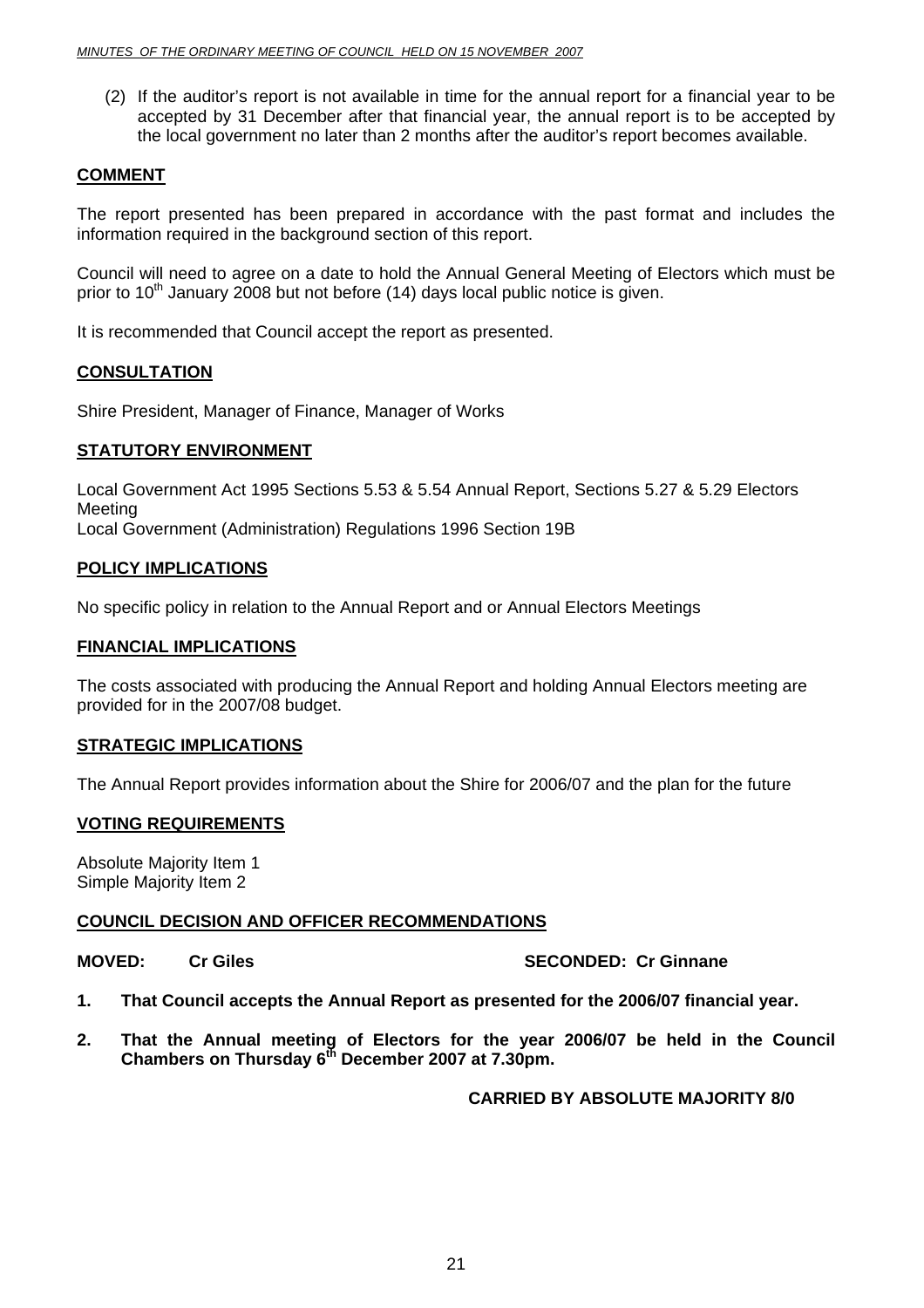(2) If the auditor's report is not available in time for the annual report for a financial year to be accepted by 31 December after that financial year, the annual report is to be accepted by the local government no later than 2 months after the auditor's report becomes available.

## COMMENT

The report presented has been prepared in accordance with the past format and includes the information required in the background section of this report.

Council will need to agree on a date to hold the Annual General Meeting of Electors which must be prior to 10th January 2008 but not before (14) days local public notice is given.

It is recommended that Council accept the report as presented.

## CONSULTATION

Shire President, Manager of Finance, Manager of Works

## STATUTORY ENVIRONMENT

Local Government Act 1995 Sections 5.53 & 5.54 Annual Report, Sections 5.27 & 5.29 Electors Meeting
Local Government (Administration) Regulations 1996 Section 19B

## POLICY IMPLICATIONS

No specific policy in relation to the Annual Report and or Annual Electors Meetings

## FINANCIAL IMPLICATIONS

The costs associated with producing the Annual Report and holding Annual Electors meeting are provided for in the 2007/08 budget.

## STRATEGIC IMPLICATIONS

The Annual Report provides information about the Shire for 2006/07 and the plan for the future

## VOTING REQUIREMENTS

Absolute Majority Item 1
Simple Majority Item 2

## COUNCIL DECISION AND OFFICER RECOMMENDATIONS

**MOVED: Cr Giles** **SECONDED: Cr Ginnane**

1. **That Council accepts the Annual Report as presented for the 2006/07 financial year.**

2. **That the Annual meeting of Electors for the year 2006/07 be held in the Council Chambers on Thursday 6th December 2007 at 7.30pm.**

**CARRIED BY ABSOLUTE MAJORITY 8/0**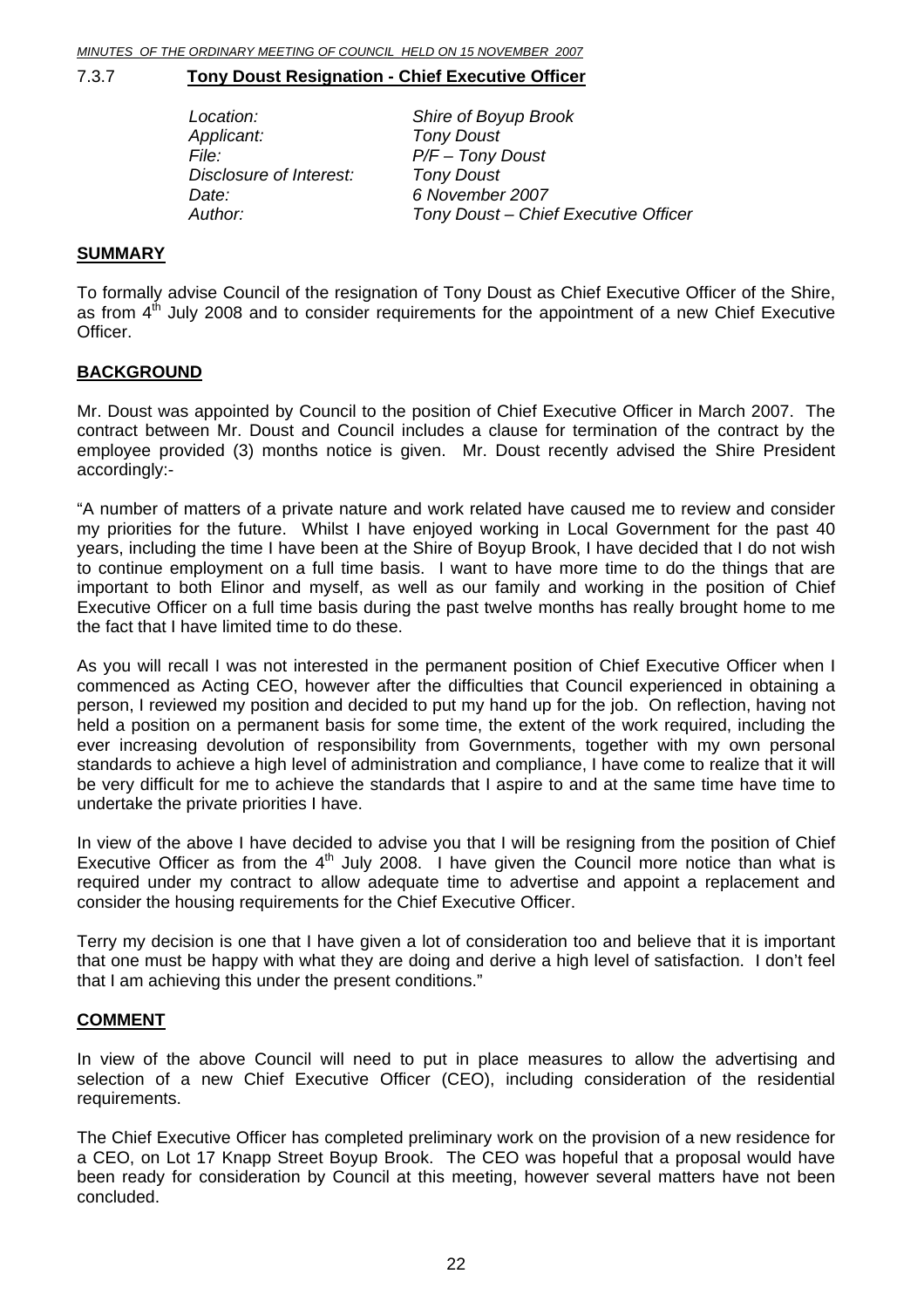## 7.3.7 Tony Doust Resignation - Chief Executive Officer

| | |
|---|---|
| *Location:* | *Shire of Boyup Brook* |
| *Applicant:* | *Tony Doust* |
| *File:* | *P/F – Tony Doust* |
| *Disclosure of Interest:* | *Tony Doust* |
| *Date:* | *6 November 2007* |
| *Author:* | *Tony Doust – Chief Executive Officer* |

### SUMMARY

To formally advise Council of the resignation of Tony Doust as Chief Executive Officer of the Shire, as from 4th July 2008 and to consider requirements for the appointment of a new Chief Executive Officer.

### BACKGROUND

Mr. Doust was appointed by Council to the position of Chief Executive Officer in March 2007. The contract between Mr. Doust and Council includes a clause for termination of the contract by the employee provided (3) months notice is given. Mr. Doust recently advised the Shire President accordingly:-

"A number of matters of a private nature and work related have caused me to review and consider my priorities for the future. Whilst I have enjoyed working in Local Government for the past 40 years, including the time I have been at the Shire of Boyup Brook, I have decided that I do not wish to continue employment on a full time basis. I want to have more time to do the things that are important to both Elinor and myself, as well as our family and working in the position of Chief Executive Officer on a full time basis during the past twelve months has really brought home to me the fact that I have limited time to do these.

As you will recall I was not interested in the permanent position of Chief Executive Officer when I commenced as Acting CEO, however after the difficulties that Council experienced in obtaining a person, I reviewed my position and decided to put my hand up for the job. On reflection, having not held a position on a permanent basis for some time, the extent of the work required, including the ever increasing devolution of responsibility from Governments, together with my own personal standards to achieve a high level of administration and compliance, I have come to realize that it will be very difficult for me to achieve the standards that I aspire to and at the same time have time to undertake the private priorities I have.

In view of the above I have decided to advise you that I will be resigning from the position of Chief Executive Officer as from the 4th July 2008. I have given the Council more notice than what is required under my contract to allow adequate time to advertise and appoint a replacement and consider the housing requirements for the Chief Executive Officer.

Terry my decision is one that I have given a lot of consideration too and believe that it is important that one must be happy with what they are doing and derive a high level of satisfaction. I don't feel that I am achieving this under the present conditions."

### COMMENT

In view of the above Council will need to put in place measures to allow the advertising and selection of a new Chief Executive Officer (CEO), including consideration of the residential requirements.

The Chief Executive Officer has completed preliminary work on the provision of a new residence for a CEO, on Lot 17 Knapp Street Boyup Brook. The CEO was hopeful that a proposal would have been ready for consideration by Council at this meeting, however several matters have not been concluded.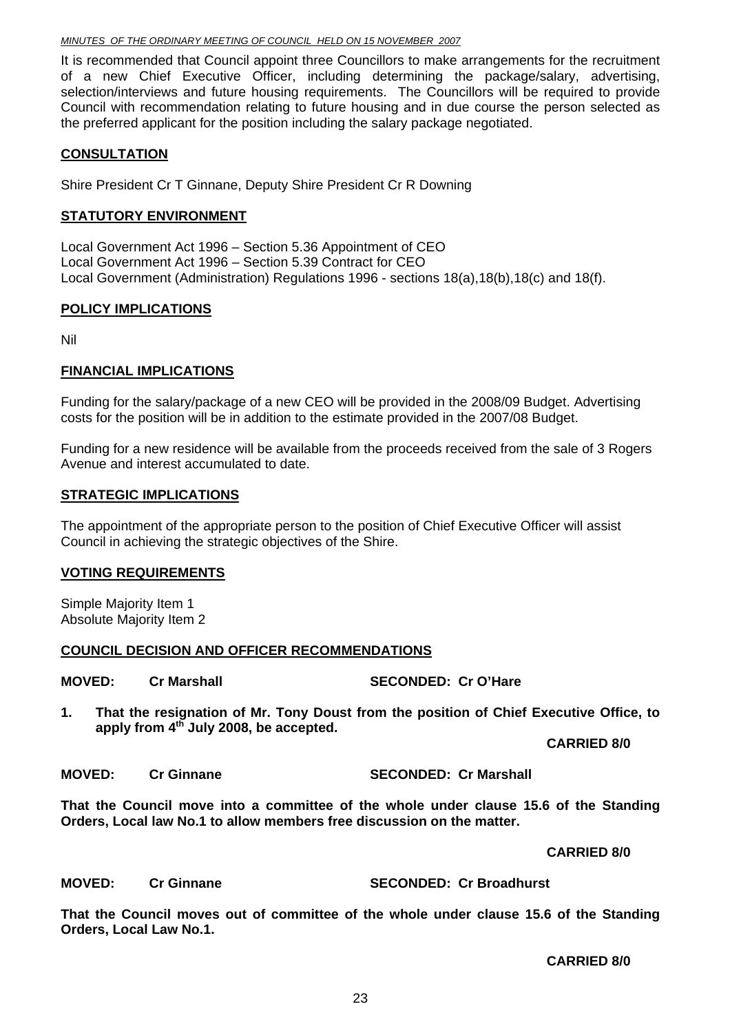It is recommended that Council appoint three Councillors to make arrangements for the recruitment of a new Chief Executive Officer, including determining the package/salary, advertising, selection/interviews and future housing requirements. The Councillors will be required to provide Council with recommendation relating to future housing and in due course the person selected as the preferred applicant for the position including the salary package negotiated.

## CONSULTATION

Shire President Cr T Ginnane, Deputy Shire President Cr R Downing

## STATUTORY ENVIRONMENT

Local Government Act 1996 – Section 5.36 Appointment of CEO
Local Government Act 1996 – Section 5.39 Contract for CEO
Local Government (Administration) Regulations 1996 - sections 18(a),18(b),18(c) and 18(f).

## POLICY IMPLICATIONS

Nil

## FINANCIAL IMPLICATIONS

Funding for the salary/package of a new CEO will be provided in the 2008/09 Budget. Advertising costs for the position will be in addition to the estimate provided in the 2007/08 Budget.

Funding for a new residence will be available from the proceeds received from the sale of 3 Rogers Avenue and interest accumulated to date.

## STRATEGIC IMPLICATIONS

The appointment of the appropriate person to the position of Chief Executive Officer will assist Council in achieving the strategic objectives of the Shire.

## VOTING REQUIREMENTS

Simple Majority Item 1
Absolute Majority Item 2

## COUNCIL DECISION AND OFFICER RECOMMENDATIONS

**MOVED: Cr Marshall SECONDED: Cr O'Hare**

**1. That the resignation of Mr. Tony Doust from the position of Chief Executive Office, to apply from 4th July 2008, be accepted.**

**CARRIED 8/0**

**MOVED: Cr Ginnane SECONDED: Cr Marshall**

**That the Council move into a committee of the whole under clause 15.6 of the Standing Orders, Local law No.1 to allow members free discussion on the matter.**

**CARRIED 8/0**

**MOVED: Cr Ginnane SECONDED: Cr Broadhurst**

**That the Council moves out of committee of the whole under clause 15.6 of the Standing Orders, Local Law No.1.**

**CARRIED 8/0**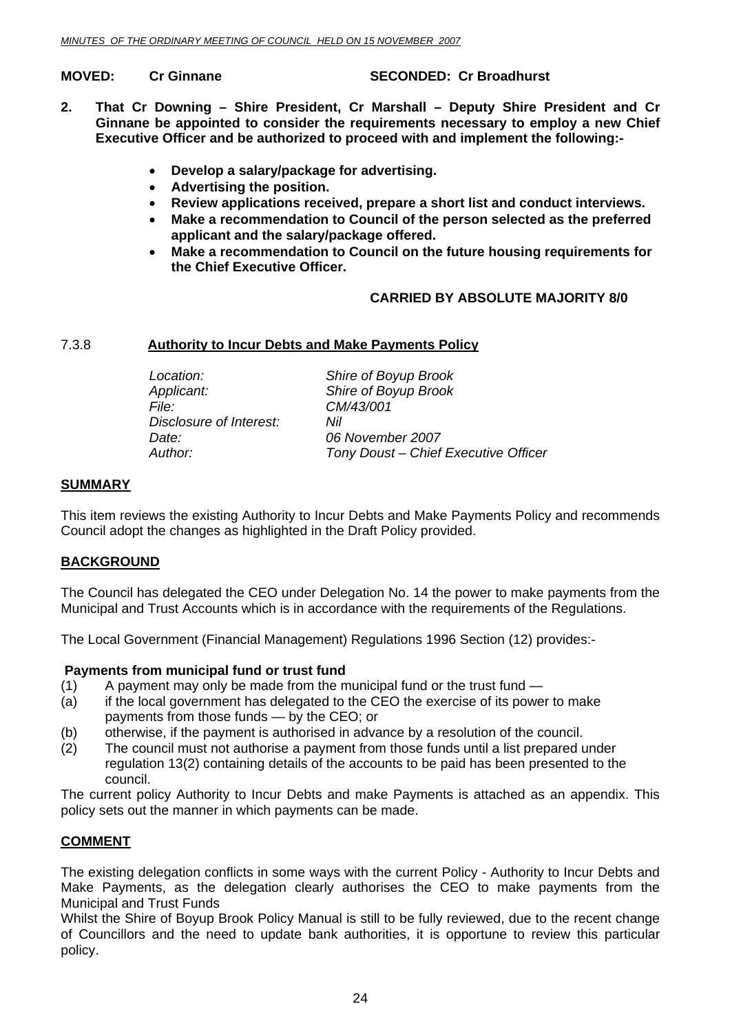**MOVED: Cr Ginnane SECONDED: Cr Broadhurst**

**2. That Cr Downing – Shire President, Cr Marshall – Deputy Shire President and Cr Ginnane be appointed to consider the requirements necessary to employ a new Chief Executive Officer and be authorized to proceed with and implement the following:-**

- **Develop a salary/package for advertising.**
- **Advertising the position.**
- **Review applications received, prepare a short list and conduct interviews.**
- **Make a recommendation to Council of the person selected as the preferred applicant and the salary/package offered.**
- **Make a recommendation to Council on the future housing requirements for the Chief Executive Officer.**

**CARRIED BY ABSOLUTE MAJORITY 8/0**

### 7.3.8 Authority to Incur Debts and Make Payments Policy

| | |
|---|---|
| *Location:* | *Shire of Boyup Brook* |
| *Applicant:* | *Shire of Boyup Brook* |
| *File:* | *CM/43/001* |
| *Disclosure of Interest:* | *Nil* |
| *Date:* | *06 November 2007* |
| *Author:* | *Tony Doust – Chief Executive Officer* |

**SUMMARY**

This item reviews the existing Authority to Incur Debts and Make Payments Policy and recommends Council adopt the changes as highlighted in the Draft Policy provided.

**BACKGROUND**

The Council has delegated the CEO under Delegation No. 14 the power to make payments from the Municipal and Trust Accounts which is in accordance with the requirements of the Regulations.

The Local Government (Financial Management) Regulations 1996 Section (12) provides:-

**Payments from municipal fund or trust fund**

(1) A payment may only be made from the municipal fund or the trust fund —
(a) if the local government has delegated to the CEO the exercise of its power to make payments from those funds — by the CEO; or
(b) otherwise, if the payment is authorised in advance by a resolution of the council.
(2) The council must not authorise a payment from those funds until a list prepared under regulation 13(2) containing details of the accounts to be paid has been presented to the council.

The current policy Authority to Incur Debts and make Payments is attached as an appendix. This policy sets out the manner in which payments can be made.

**COMMENT**

The existing delegation conflicts in some ways with the current Policy - Authority to Incur Debts and Make Payments, as the delegation clearly authorises the CEO to make payments from the Municipal and Trust Funds

Whilst the Shire of Boyup Brook Policy Manual is still to be fully reviewed, due to the recent change of Councillors and the need to update bank authorities, it is opportune to review this particular policy.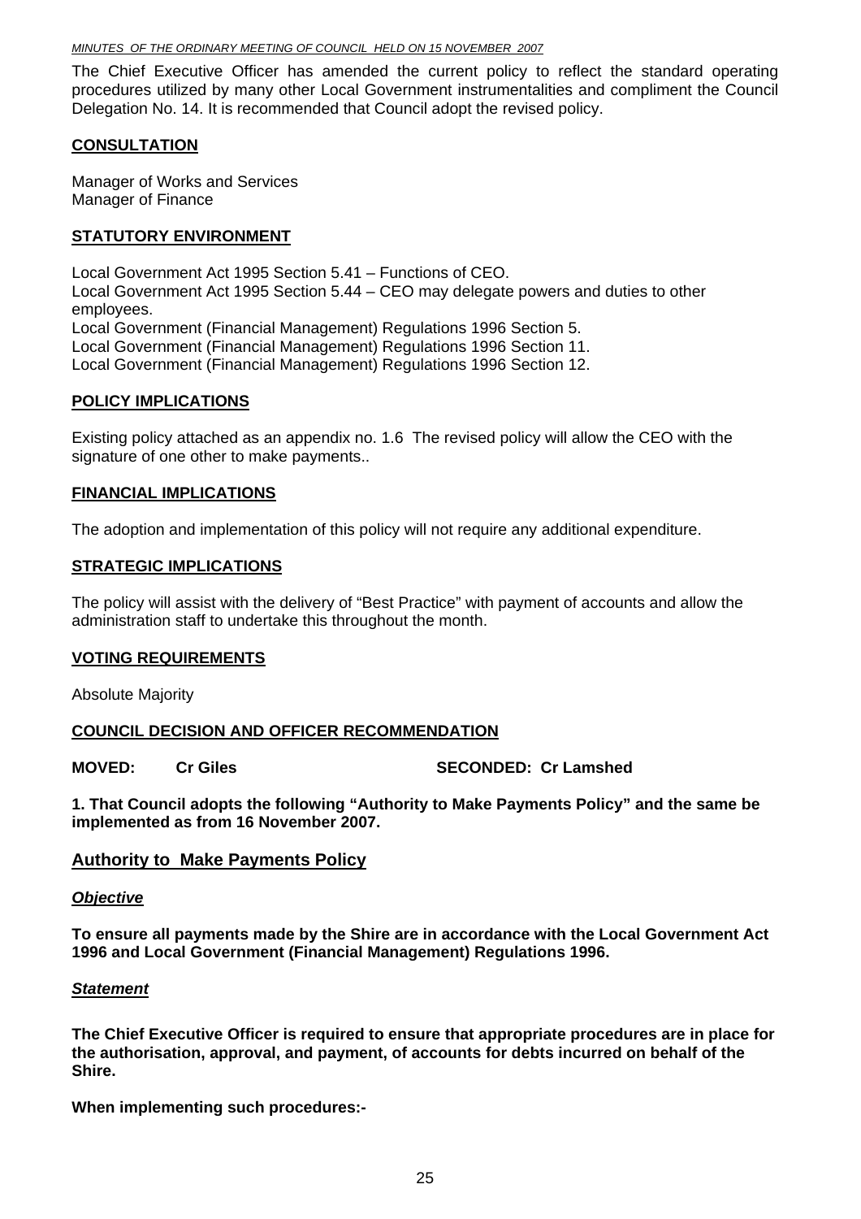The Chief Executive Officer has amended the current policy to reflect the standard operating procedures utilized by many other Local Government instrumentalities and compliment the Council Delegation No. 14. It is recommended that Council adopt the revised policy.

## CONSULTATION

Manager of Works and Services
Manager of Finance

## STATUTORY ENVIRONMENT

Local Government Act 1995 Section 5.41 – Functions of CEO.
Local Government Act 1995 Section 5.44 – CEO may delegate powers and duties to other employees.
Local Government (Financial Management) Regulations 1996 Section 5.
Local Government (Financial Management) Regulations 1996 Section 11.
Local Government (Financial Management) Regulations 1996 Section 12.

## POLICY IMPLICATIONS

Existing policy attached as an appendix no. 1.6 The revised policy will allow the CEO with the signature of one other to make payments..

## FINANCIAL IMPLICATIONS

The adoption and implementation of this policy will not require any additional expenditure.

## STRATEGIC IMPLICATIONS

The policy will assist with the delivery of "Best Practice" with payment of accounts and allow the administration staff to undertake this throughout the month.

## VOTING REQUIREMENTS

Absolute Majority

## COUNCIL DECISION AND OFFICER RECOMMENDATION

**MOVED: Cr Giles SECONDED: Cr Lamshed**

**1. That Council adopts the following "Authority to Make Payments Policy" and the same be implemented as from 16 November 2007.**

## Authority to Make Payments Policy

***Objective***

**To ensure all payments made by the Shire are in accordance with the Local Government Act 1996 and Local Government (Financial Management) Regulations 1996.**

***Statement***

**The Chief Executive Officer is required to ensure that appropriate procedures are in place for the authorisation, approval, and payment, of accounts for debts incurred on behalf of the Shire.**

**When implementing such procedures:-**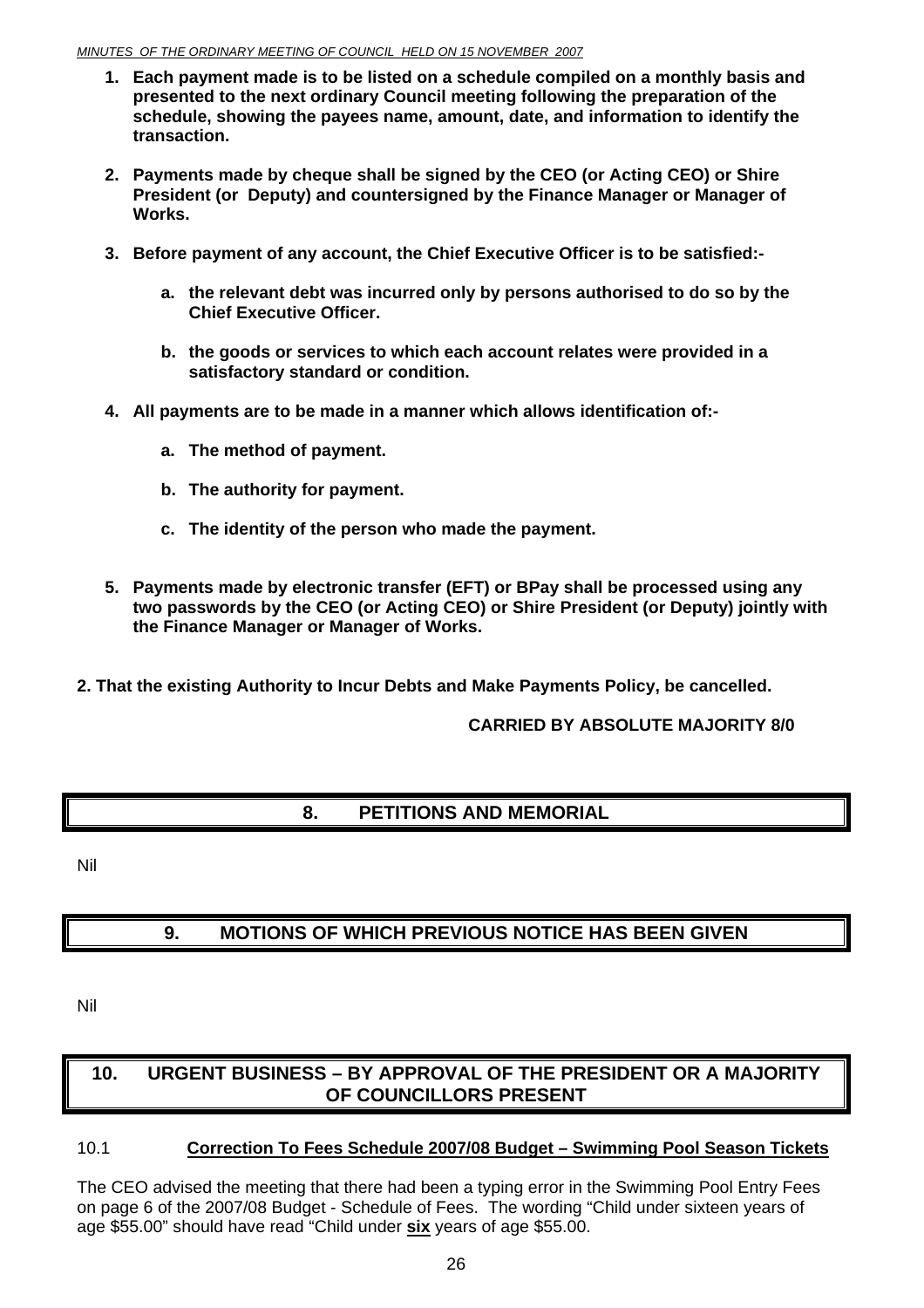1. **Each payment made is to be listed on a schedule compiled on a monthly basis and presented to the next ordinary Council meeting following the preparation of the schedule, showing the payees name, amount, date, and information to identify the transaction.**

2. **Payments made by cheque shall be signed by the CEO (or Acting CEO) or Shire President (or Deputy) and countersigned by the Finance Manager or Manager of Works.**

3. **Before payment of any account, the Chief Executive Officer is to be satisfied:-**

   a. **the relevant debt was incurred only by persons authorised to do so by the Chief Executive Officer.**

   b. **the goods or services to which each account relates were provided in a satisfactory standard or condition.**

4. **All payments are to be made in a manner which allows identification of:-**

   a. **The method of payment.**

   b. **The authority for payment.**

   c. **The identity of the person who made the payment.**

5. **Payments made by electronic transfer (EFT) or BPay shall be processed using any two passwords by the CEO (or Acting CEO) or Shire President (or Deputy) jointly with the Finance Manager or Manager of Works.**

**2. That the existing Authority to Incur Debts and Make Payments Policy, be cancelled.**

**CARRIED BY ABSOLUTE MAJORITY 8/0**

## 8. PETITIONS AND MEMORIAL

Nil

## 9. MOTIONS OF WHICH PREVIOUS NOTICE HAS BEEN GIVEN

Nil

## 10. URGENT BUSINESS – BY APPROVAL OF THE PRESIDENT OR A MAJORITY OF COUNCILLORS PRESENT

### 10.1 Correction To Fees Schedule 2007/08 Budget – Swimming Pool Season Tickets

The CEO advised the meeting that there had been a typing error in the Swimming Pool Entry Fees on page 6 of the 2007/08 Budget - Schedule of Fees. The wording "Child under sixteen years of age $55.00" should have read "Child under **six** years of age $55.00.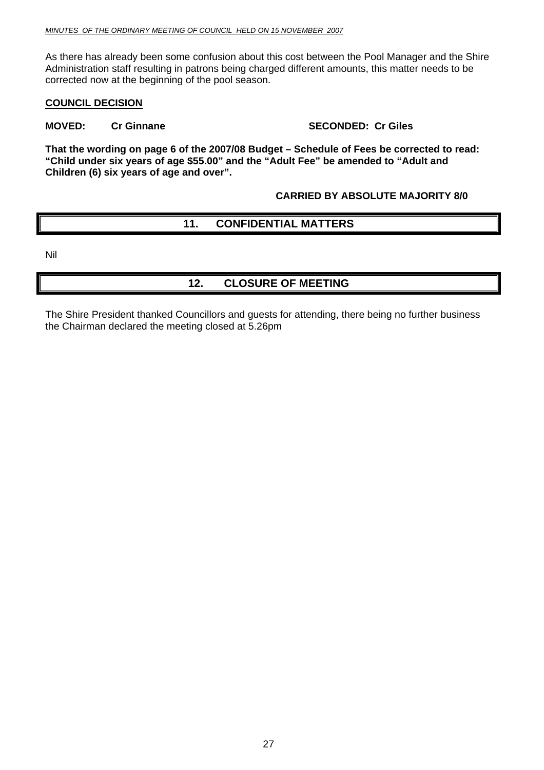As there has already been some confusion about this cost between the Pool Manager and the Shire Administration staff resulting in patrons being charged different amounts, this matter needs to be corrected now at the beginning of the pool season.

**COUNCIL DECISION**

**MOVED: Cr Ginnane SECONDED: Cr Giles**

**That the wording on page 6 of the 2007/08 Budget – Schedule of Fees be corrected to read: "Child under six years of age $55.00" and the "Adult Fee" be amended to "Adult and Children (6) six years of age and over".**

**CARRIED BY ABSOLUTE MAJORITY 8/0**

## 11. CONFIDENTIAL MATTERS

Nil

## 12. CLOSURE OF MEETING

The Shire President thanked Councillors and guests for attending, there being no further business the Chairman declared the meeting closed at 5.26pm